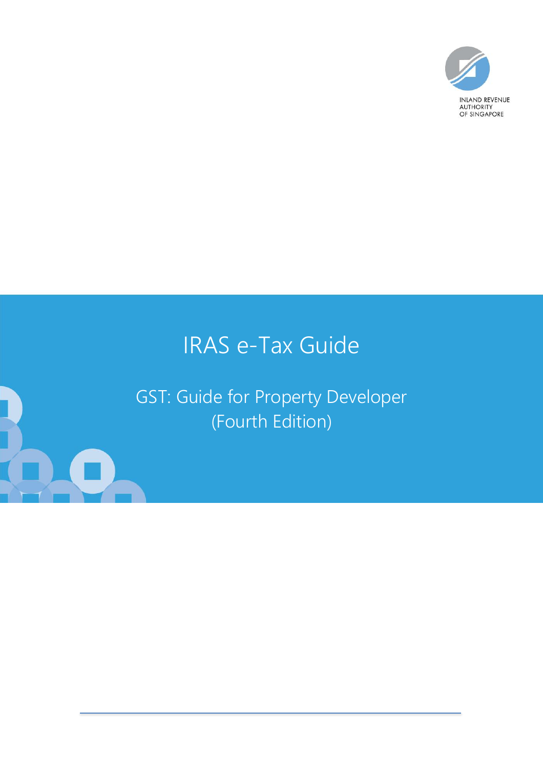INLAND REVENUE AUTHORITY OF SINGAPORE

# IRAS e-Tax Guide

## GST: Guide for Property Developer (Fourth Edition)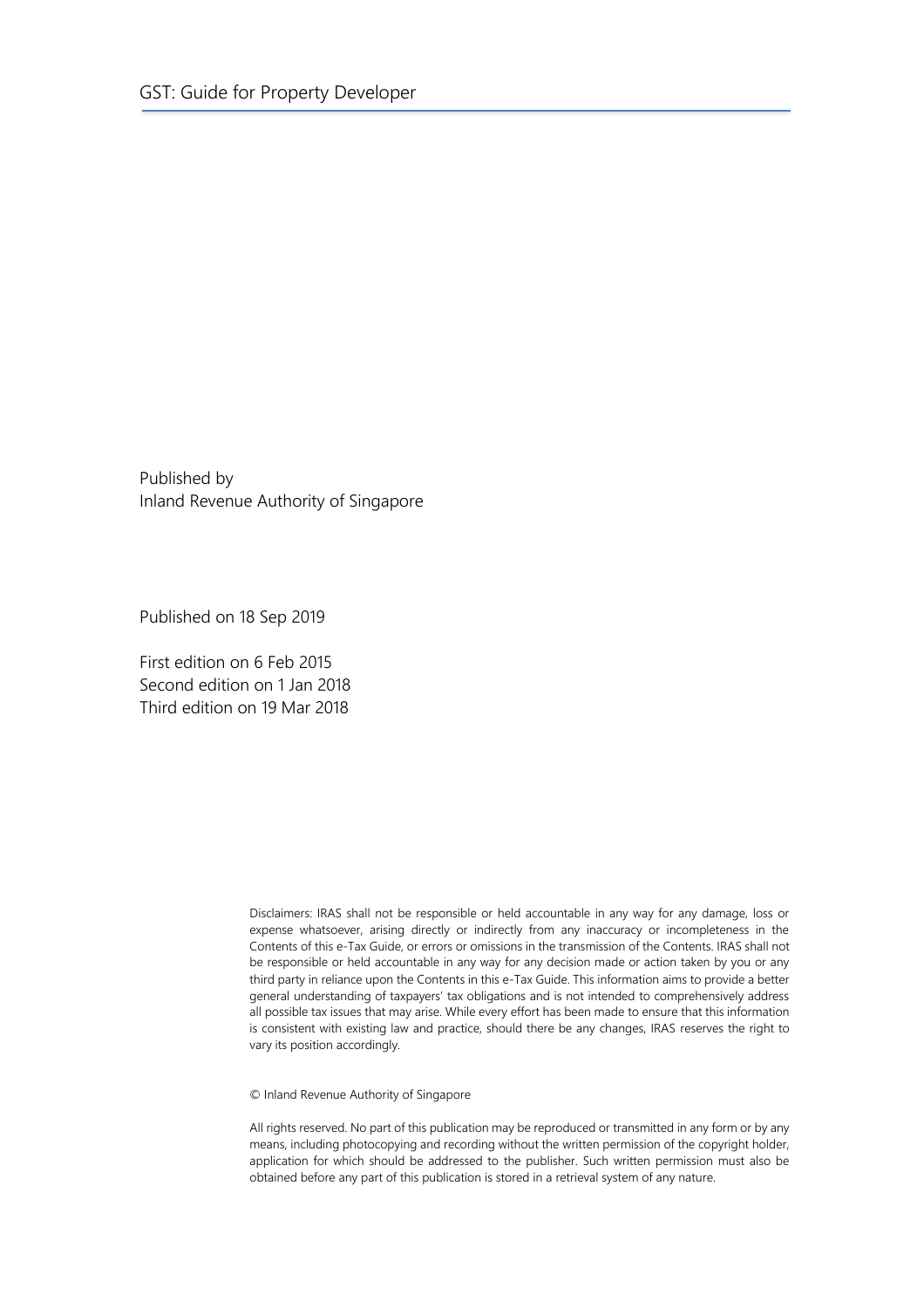Published by
Inland Revenue Authority of Singapore

Published on 18 Sep 2019

First edition on 6 Feb 2015
Second edition on 1 Jan 2018
Third edition on 19 Mar 2018

Disclaimers: IRAS shall not be responsible or held accountable in any way for any damage, loss or expense whatsoever, arising directly or indirectly from any inaccuracy or incompleteness in the Contents of this e-Tax Guide, or errors or omissions in the transmission of the Contents. IRAS shall not be responsible or held accountable in any way for any decision made or action taken by you or any third party in reliance upon the Contents in this e-Tax Guide. This information aims to provide a better general understanding of taxpayers' tax obligations and is not intended to comprehensively address all possible tax issues that may arise. While every effort has been made to ensure that this information is consistent with existing law and practice, should there be any changes, IRAS reserves the right to vary its position accordingly.

© Inland Revenue Authority of Singapore

All rights reserved. No part of this publication may be reproduced or transmitted in any form or by any means, including photocopying and recording without the written permission of the copyright holder, application for which should be addressed to the publisher. Such written permission must also be obtained before any part of this publication is stored in a retrieval system of any nature.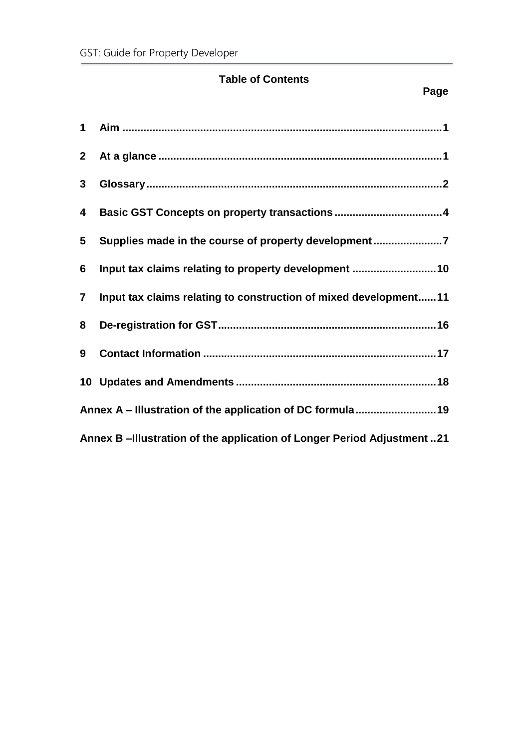## Table of Contents

| | | Page |
|---|---|---|
| 1 | Aim | 1 |
| 2 | At a glance | 1 |
| 3 | Glossary | 2 |
| 4 | Basic GST Concepts on property transactions | 4 |
| 5 | Supplies made in the course of property development | 7 |
| 6 | Input tax claims relating to property development | 10 |
| 7 | Input tax claims relating to construction of mixed development | 11 |
| 8 | De-registration for GST | 16 |
| 9 | Contact Information | 17 |
| 10 | Updates and Amendments | 18 |
| Annex A – Illustration of the application of DC formula | | 19 |
| Annex B –Illustration of the application of Longer Period Adjustment | | 21 |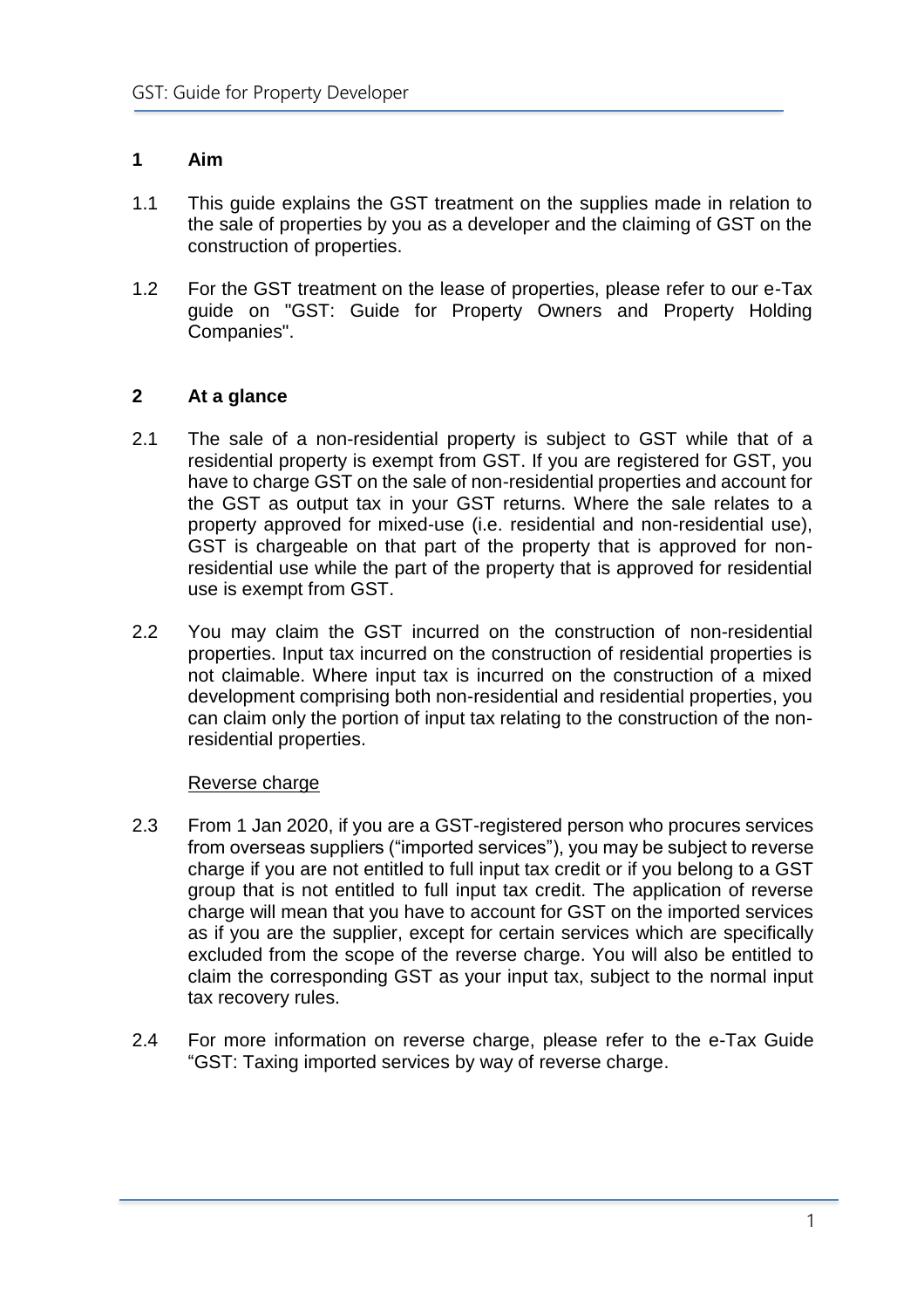## 1 Aim

1.1 This guide explains the GST treatment on the supplies made in relation to the sale of properties by you as a developer and the claiming of GST on the construction of properties.

1.2 For the GST treatment on the lease of properties, please refer to our e-Tax guide on "GST: Guide for Property Owners and Property Holding Companies".

## 2 At a glance

2.1 The sale of a non-residential property is subject to GST while that of a residential property is exempt from GST. If you are registered for GST, you have to charge GST on the sale of non-residential properties and account for the GST as output tax in your GST returns. Where the sale relates to a property approved for mixed-use (i.e. residential and non-residential use), GST is chargeable on that part of the property that is approved for non-residential use while the part of the property that is approved for residential use is exempt from GST.

2.2 You may claim the GST incurred on the construction of non-residential properties. Input tax incurred on the construction of residential properties is not claimable. Where input tax is incurred on the construction of a mixed development comprising both non-residential and residential properties, you can claim only the portion of input tax relating to the construction of the non-residential properties.

Reverse charge

2.3 From 1 Jan 2020, if you are a GST-registered person who procures services from overseas suppliers ("imported services"), you may be subject to reverse charge if you are not entitled to full input tax credit or if you belong to a GST group that is not entitled to full input tax credit. The application of reverse charge will mean that you have to account for GST on the imported services as if you are the supplier, except for certain services which are specifically excluded from the scope of the reverse charge. You will also be entitled to claim the corresponding GST as your input tax, subject to the normal input tax recovery rules.

2.4 For more information on reverse charge, please refer to the e-Tax Guide "GST: Taxing imported services by way of reverse charge.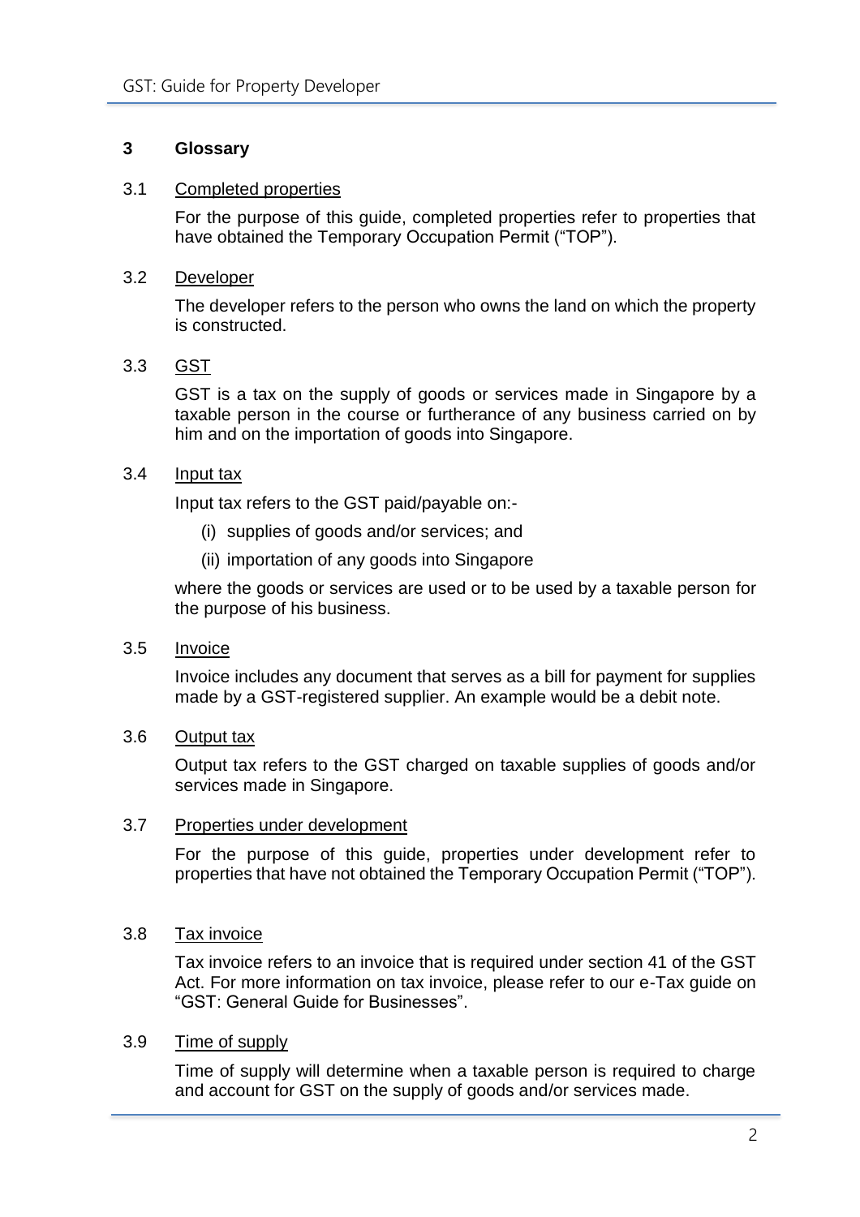## 3 Glossary

### 3.1 Completed properties

For the purpose of this guide, completed properties refer to properties that have obtained the Temporary Occupation Permit ("TOP").

### 3.2 Developer

The developer refers to the person who owns the land on which the property is constructed.

### 3.3 GST

GST is a tax on the supply of goods or services made in Singapore by a taxable person in the course or furtherance of any business carried on by him and on the importation of goods into Singapore.

### 3.4 Input tax

Input tax refers to the GST paid/payable on:-

(i) supplies of goods and/or services; and

(ii) importation of any goods into Singapore

where the goods or services are used or to be used by a taxable person for the purpose of his business.

### 3.5 Invoice

Invoice includes any document that serves as a bill for payment for supplies made by a GST-registered supplier. An example would be a debit note.

### 3.6 Output tax

Output tax refers to the GST charged on taxable supplies of goods and/or services made in Singapore.

### 3.7 Properties under development

For the purpose of this guide, properties under development refer to properties that have not obtained the Temporary Occupation Permit ("TOP").

### 3.8 Tax invoice

Tax invoice refers to an invoice that is required under section 41 of the GST Act. For more information on tax invoice, please refer to our e-Tax guide on "GST: General Guide for Businesses".

### 3.9 Time of supply

Time of supply will determine when a taxable person is required to charge and account for GST on the supply of goods and/or services made.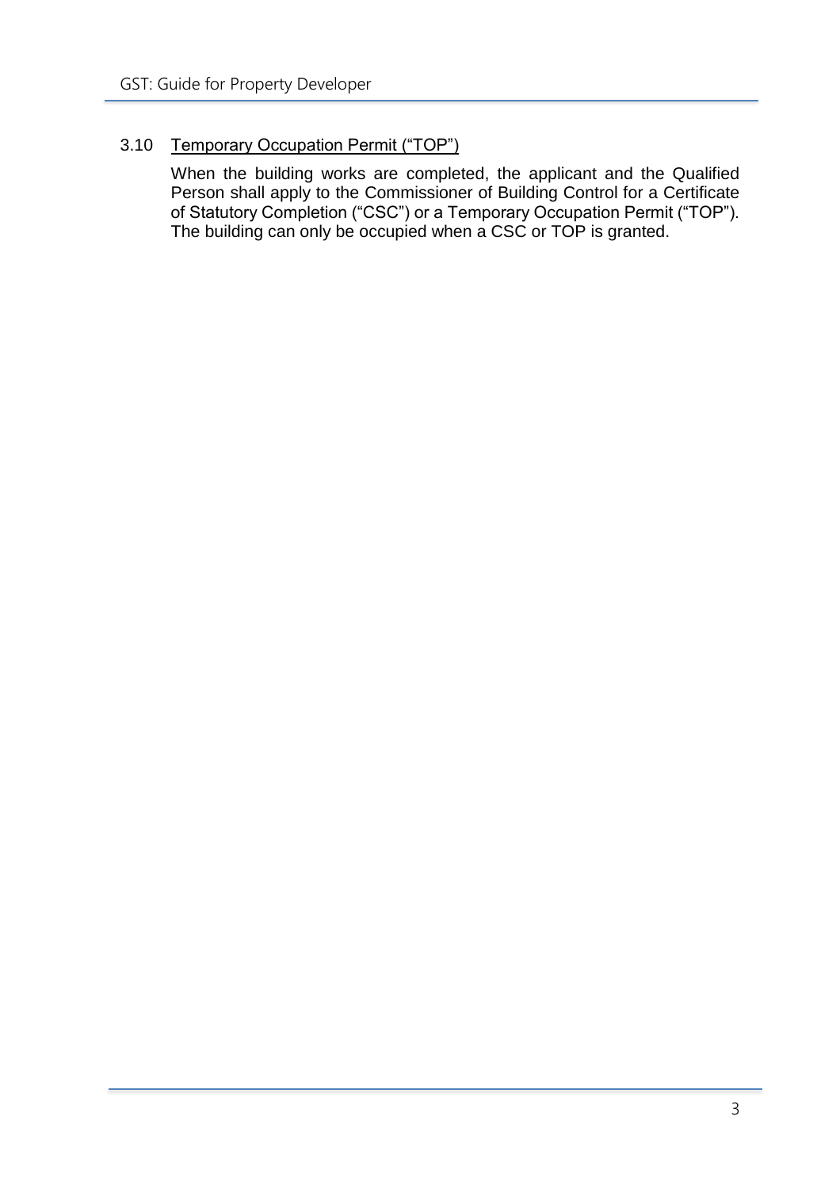### 3.10 Temporary Occupation Permit ("TOP")

When the building works are completed, the applicant and the Qualified Person shall apply to the Commissioner of Building Control for a Certificate of Statutory Completion ("CSC") or a Temporary Occupation Permit ("TOP"). The building can only be occupied when a CSC or TOP is granted.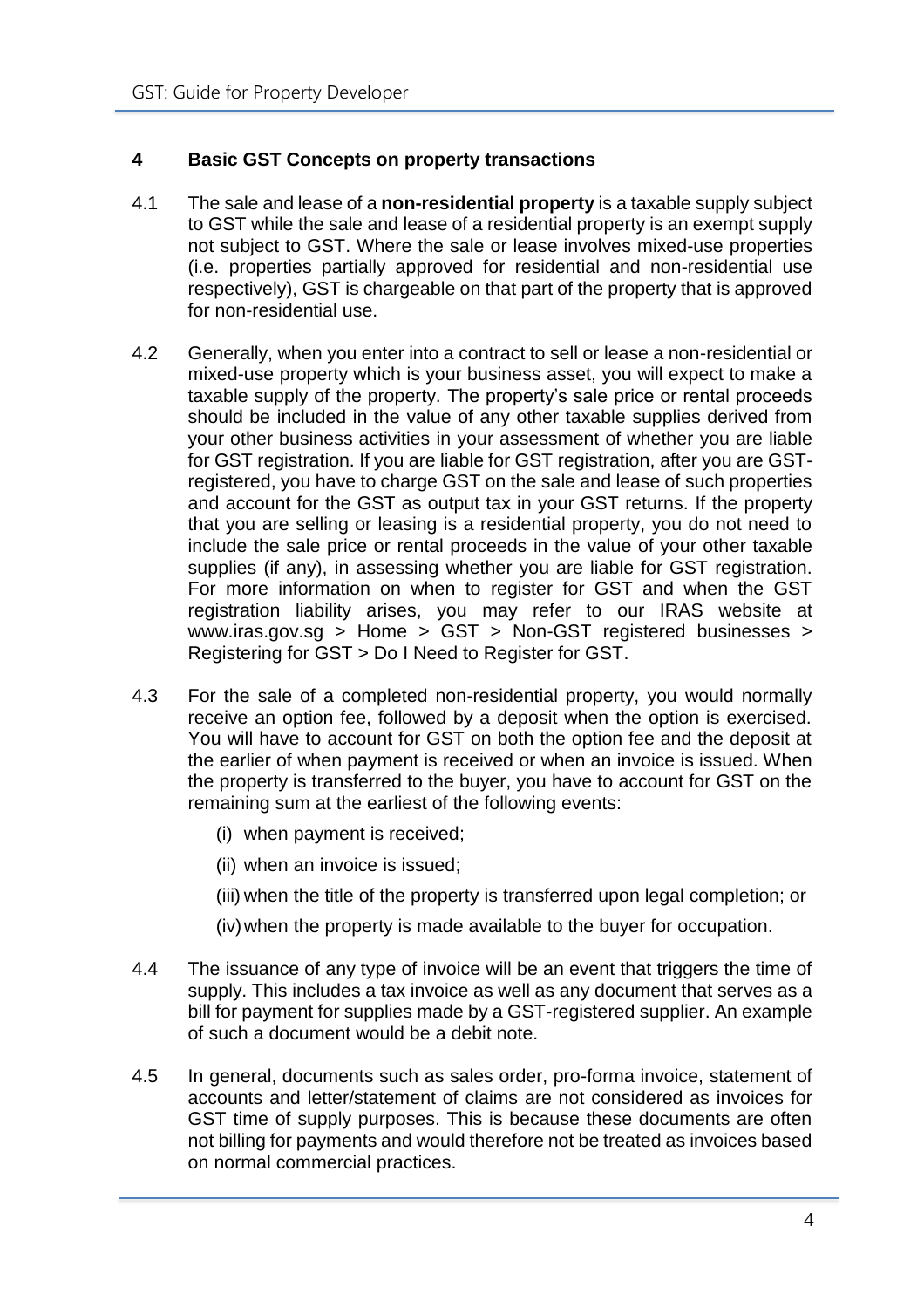## 4 Basic GST Concepts on property transactions

4.1 The sale and lease of a **non-residential property** is a taxable supply subject to GST while the sale and lease of a residential property is an exempt supply not subject to GST. Where the sale or lease involves mixed-use properties (i.e. properties partially approved for residential and non-residential use respectively), GST is chargeable on that part of the property that is approved for non-residential use.

4.2 Generally, when you enter into a contract to sell or lease a non-residential or mixed-use property which is your business asset, you will expect to make a taxable supply of the property. The property's sale price or rental proceeds should be included in the value of any other taxable supplies derived from your other business activities in your assessment of whether you are liable for GST registration. If you are liable for GST registration, after you are GST-registered, you have to charge GST on the sale and lease of such properties and account for the GST as output tax in your GST returns. If the property that you are selling or leasing is a residential property, you do not need to include the sale price or rental proceeds in the value of your other taxable supplies (if any), in assessing whether you are liable for GST registration. For more information on when to register for GST and when the GST registration liability arises, you may refer to our IRAS website at www.iras.gov.sg > Home > GST > Non-GST registered businesses > Registering for GST > Do I Need to Register for GST.

4.3 For the sale of a completed non-residential property, you would normally receive an option fee, followed by a deposit when the option is exercised. You will have to account for GST on both the option fee and the deposit at the earlier of when payment is received or when an invoice is issued. When the property is transferred to the buyer, you have to account for GST on the remaining sum at the earliest of the following events:

(i) when payment is received;

(ii) when an invoice is issued;

(iii) when the title of the property is transferred upon legal completion; or

(iv) when the property is made available to the buyer for occupation.

4.4 The issuance of any type of invoice will be an event that triggers the time of supply. This includes a tax invoice as well as any document that serves as a bill for payment for supplies made by a GST-registered supplier. An example of such a document would be a debit note.

4.5 In general, documents such as sales order, pro-forma invoice, statement of accounts and letter/statement of claims are not considered as invoices for GST time of supply purposes. This is because these documents are often not billing for payments and would therefore not be treated as invoices based on normal commercial practices.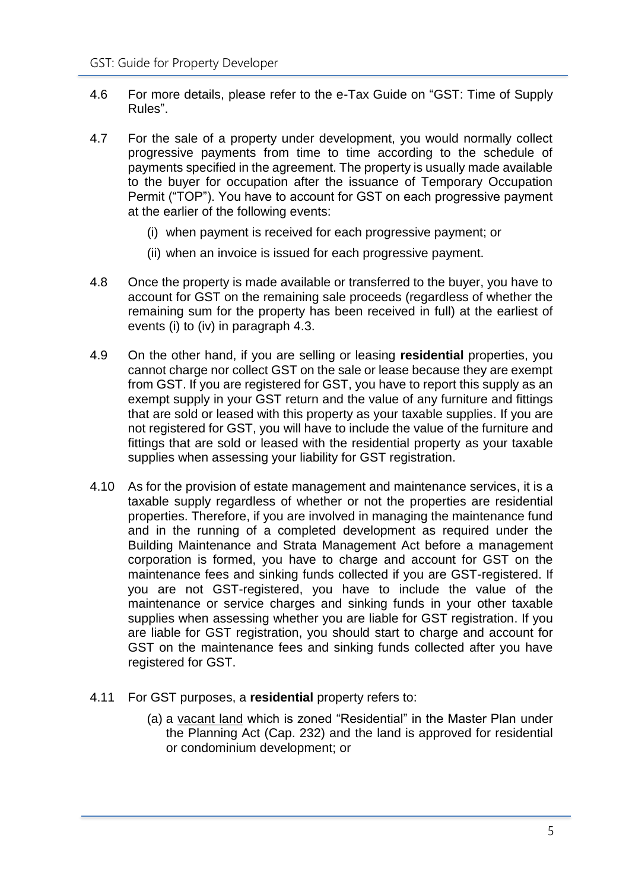4.6 For more details, please refer to the e-Tax Guide on "GST: Time of Supply Rules".

4.7 For the sale of a property under development, you would normally collect progressive payments from time to time according to the schedule of payments specified in the agreement. The property is usually made available to the buyer for occupation after the issuance of Temporary Occupation Permit ("TOP"). You have to account for GST on each progressive payment at the earlier of the following events:

  (i) when payment is received for each progressive payment; or

  (ii) when an invoice is issued for each progressive payment.

4.8 Once the property is made available or transferred to the buyer, you have to account for GST on the remaining sale proceeds (regardless of whether the remaining sum for the property has been received in full) at the earliest of events (i) to (iv) in paragraph 4.3.

4.9 On the other hand, if you are selling or leasing **residential** properties, you cannot charge nor collect GST on the sale or lease because they are exempt from GST. If you are registered for GST, you have to report this supply as an exempt supply in your GST return and the value of any furniture and fittings that are sold or leased with this property as your taxable supplies. If you are not registered for GST, you will have to include the value of the furniture and fittings that are sold or leased with the residential property as your taxable supplies when assessing your liability for GST registration.

4.10 As for the provision of estate management and maintenance services, it is a taxable supply regardless of whether or not the properties are residential properties. Therefore, if you are involved in managing the maintenance fund and in the running of a completed development as required under the Building Maintenance and Strata Management Act before a management corporation is formed, you have to charge and account for GST on the maintenance fees and sinking funds collected if you are GST-registered. If you are not GST-registered, you have to include the value of the maintenance or service charges and sinking funds in your other taxable supplies when assessing whether you are liable for GST registration. If you are liable for GST registration, you should start to charge and account for GST on the maintenance fees and sinking funds collected after you have registered for GST.

4.11 For GST purposes, a **residential** property refers to:

  (a) a vacant land which is zoned "Residential" in the Master Plan under the Planning Act (Cap. 232) and the land is approved for residential or condominium development; or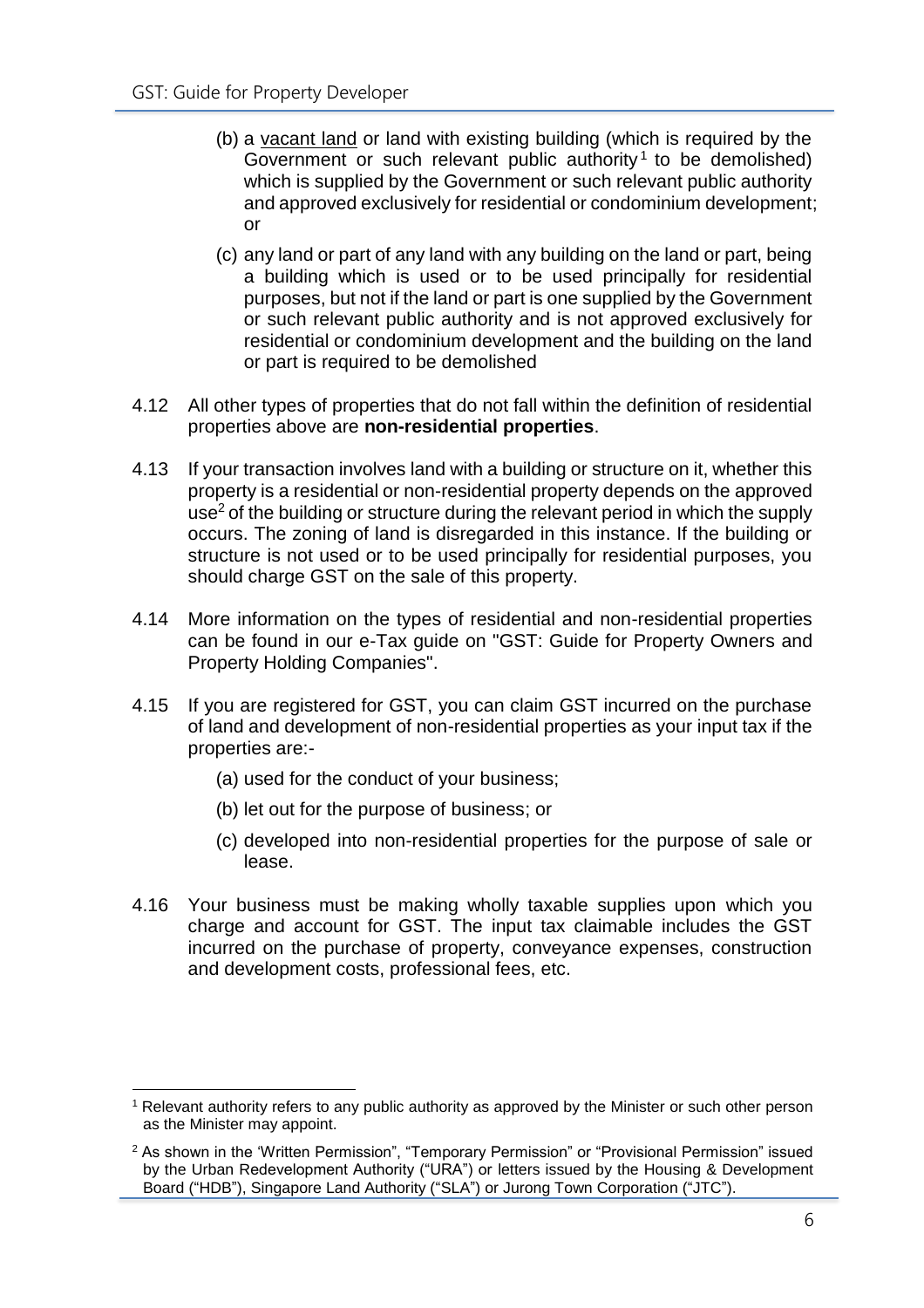(b) a vacant land or land with existing building (which is required by the Government or such relevant public authority[1] to be demolished) which is supplied by the Government or such relevant public authority and approved exclusively for residential or condominium development; or

(c) any land or part of any land with any building on the land or part, being a building which is used or to be used principally for residential purposes, but not if the land or part is one supplied by the Government or such relevant public authority and is not approved exclusively for residential or condominium development and the building on the land or part is required to be demolished

4.12 All other types of properties that do not fall within the definition of residential properties above are **non-residential properties**.

4.13 If your transaction involves land with a building or structure on it, whether this property is a residential or non-residential property depends on the approved use[2] of the building or structure during the relevant period in which the supply occurs. The zoning of land is disregarded in this instance. If the building or structure is not used or to be used principally for residential purposes, you should charge GST on the sale of this property.

4.14 More information on the types of residential and non-residential properties can be found in our e-Tax guide on "GST: Guide for Property Owners and Property Holding Companies".

4.15 If you are registered for GST, you can claim GST incurred on the purchase of land and development of non-residential properties as your input tax if the properties are:-

(a) used for the conduct of your business;

(b) let out for the purpose of business; or

(c) developed into non-residential properties for the purpose of sale or lease.

4.16 Your business must be making wholly taxable supplies upon which you charge and account for GST. The input tax claimable includes the GST incurred on the purchase of property, conveyance expenses, construction and development costs, professional fees, etc.

---

[1] Relevant authority refers to any public authority as approved by the Minister or such other person as the Minister may appoint.

[2] As shown in the 'Written Permission", "Temporary Permission" or "Provisional Permission" issued by the Urban Redevelopment Authority ("URA") or letters issued by the Housing & Development Board ("HDB"), Singapore Land Authority ("SLA") or Jurong Town Corporation ("JTC").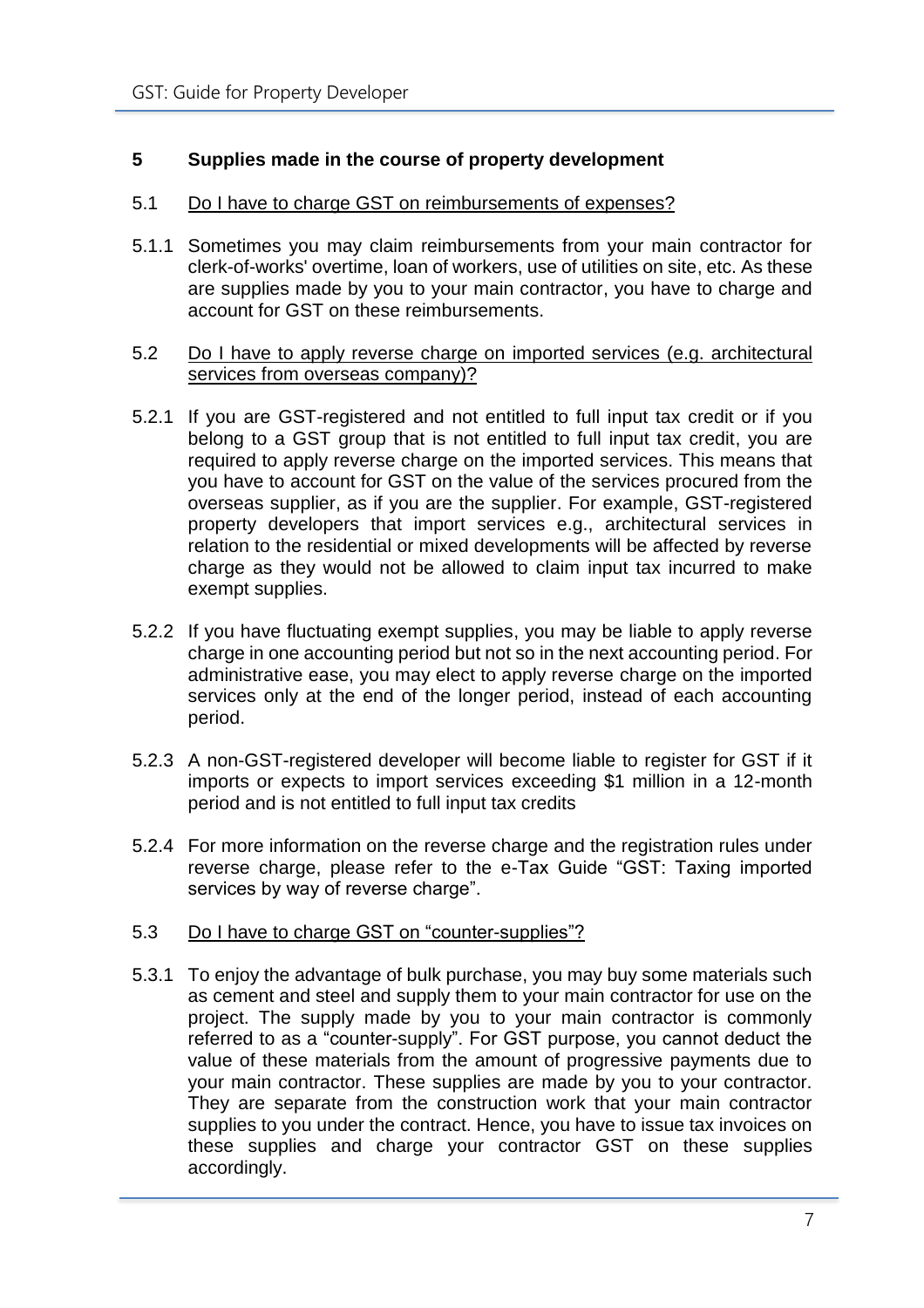## 5 Supplies made in the course of property development

### 5.1 Do I have to charge GST on reimbursements of expenses?

5.1.1 Sometimes you may claim reimbursements from your main contractor for clerk-of-works' overtime, loan of workers, use of utilities on site, etc. As these are supplies made by you to your main contractor, you have to charge and account for GST on these reimbursements.

### 5.2 Do I have to apply reverse charge on imported services (e.g. architectural services from overseas company)?

5.2.1 If you are GST-registered and not entitled to full input tax credit or if you belong to a GST group that is not entitled to full input tax credit, you are required to apply reverse charge on the imported services. This means that you have to account for GST on the value of the services procured from the overseas supplier, as if you are the supplier. For example, GST-registered property developers that import services e.g., architectural services in relation to the residential or mixed developments will be affected by reverse charge as they would not be allowed to claim input tax incurred to make exempt supplies.

5.2.2 If you have fluctuating exempt supplies, you may be liable to apply reverse charge in one accounting period but not so in the next accounting period. For administrative ease, you may elect to apply reverse charge on the imported services only at the end of the longer period, instead of each accounting period.

5.2.3 A non-GST-registered developer will become liable to register for GST if it imports or expects to import services exceeding $1 million in a 12-month period and is not entitled to full input tax credits

5.2.4 For more information on the reverse charge and the registration rules under reverse charge, please refer to the e-Tax Guide "GST: Taxing imported services by way of reverse charge".

### 5.3 Do I have to charge GST on "counter-supplies"?

5.3.1 To enjoy the advantage of bulk purchase, you may buy some materials such as cement and steel and supply them to your main contractor for use on the project. The supply made by you to your main contractor is commonly referred to as a "counter-supply". For GST purpose, you cannot deduct the value of these materials from the amount of progressive payments due to your main contractor. These supplies are made by you to your contractor. They are separate from the construction work that your main contractor supplies to you under the contract. Hence, you have to issue tax invoices on these supplies and charge your contractor GST on these supplies accordingly.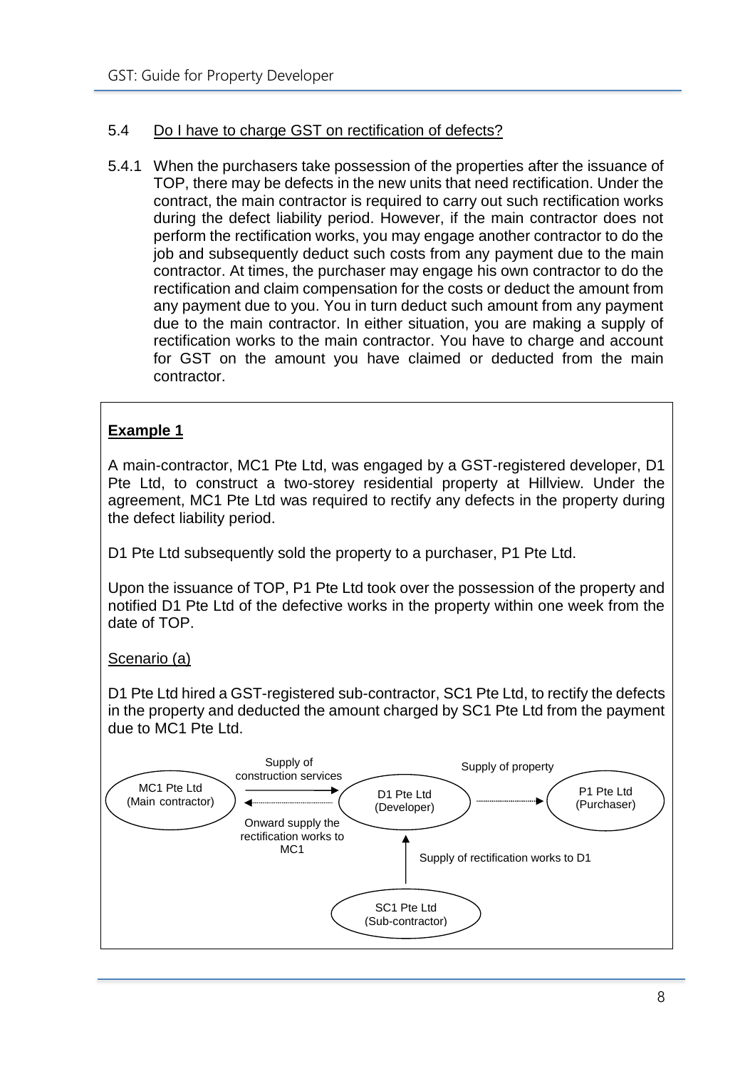### 5.4 Do I have to charge GST on rectification of defects?

5.4.1 When the purchasers take possession of the properties after the issuance of TOP, there may be defects in the new units that need rectification. Under the contract, the main contractor is required to carry out such rectification works during the defect liability period. However, if the main contractor does not perform the rectification works, you may engage another contractor to do the job and subsequently deduct such costs from any payment due to the main contractor. At times, the purchaser may engage his own contractor to do the rectification and claim compensation for the costs or deduct the amount from any payment due to you. You in turn deduct such amount from any payment due to the main contractor. In either situation, you are making a supply of rectification works to the main contractor. You have to charge and account for GST on the amount you have claimed or deducted from the main contractor.

**Example 1**

A main-contractor, MC1 Pte Ltd, was engaged by a GST-registered developer, D1 Pte Ltd, to construct a two-storey residential property at Hillview. Under the agreement, MC1 Pte Ltd was required to rectify any defects in the property during the defect liability period.

D1 Pte Ltd subsequently sold the property to a purchaser, P1 Pte Ltd.

Upon the issuance of TOP, P1 Pte Ltd took over the possession of the property and notified D1 Pte Ltd of the defective works in the property within one week from the date of TOP.

Scenario (a)

D1 Pte Ltd hired a GST-registered sub-contractor, SC1 Pte Ltd, to rectify the defects in the property and deducted the amount charged by SC1 Pte Ltd from the payment due to MC1 Pte Ltd.

MC1 Pte Ltd (Main contractor) — Supply of construction services → D1 Pte Ltd (Developer)

D1 Pte Ltd (Developer) — Onward supply the rectification works to MC1 → MC1 Pte Ltd (Main contractor)

D1 Pte Ltd (Developer) — Supply of property → P1 Pte Ltd (Purchaser)

SC1 Pte Ltd (Sub-contractor) — Supply of rectification works to D1 → D1 Pte Ltd (Developer)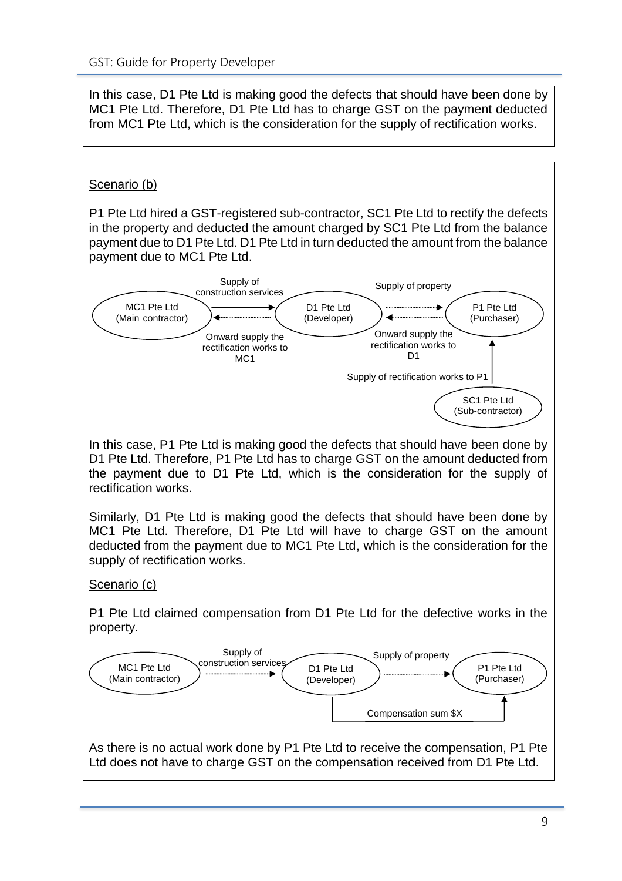In this case, D1 Pte Ltd is making good the defects that should have been done by MC1 Pte Ltd. Therefore, D1 Pte Ltd has to charge GST on the payment deducted from MC1 Pte Ltd, which is the consideration for the supply of rectification works.

Scenario (b)

P1 Pte Ltd hired a GST-registered sub-contractor, SC1 Pte Ltd to rectify the defects in the property and deducted the amount charged by SC1 Pte Ltd from the balance payment due to D1 Pte Ltd. D1 Pte Ltd in turn deducted the amount from the balance payment due to MC1 Pte Ltd.

MC1 Pte Ltd (Main contractor) → Supply of construction services → D1 Pte Ltd (Developer)
D1 Pte Ltd (Developer) → Onward supply the rectification works to MC1 → MC1 Pte Ltd (Main contractor)
D1 Pte Ltd (Developer) → Supply of property → P1 Pte Ltd (Purchaser)
P1 Pte Ltd (Purchaser) → Onward supply the rectification works to D1 → D1 Pte Ltd (Developer)
SC1 Pte Ltd (Sub-contractor) → Supply of rectification works to P1 → P1 Pte Ltd (Purchaser)

In this case, P1 Pte Ltd is making good the defects that should have been done by D1 Pte Ltd. Therefore, P1 Pte Ltd has to charge GST on the amount deducted from the payment due to D1 Pte Ltd, which is the consideration for the supply of rectification works.

Similarly, D1 Pte Ltd is making good the defects that should have been done by MC1 Pte Ltd. Therefore, D1 Pte Ltd will have to charge GST on the amount deducted from the payment due to MC1 Pte Ltd, which is the consideration for the supply of rectification works.

Scenario (c)

P1 Pte Ltd claimed compensation from D1 Pte Ltd for the defective works in the property.

MC1 Pte Ltd (Main contractor) → Supply of construction services → D1 Pte Ltd (Developer)
D1 Pte Ltd (Developer) → Supply of property → P1 Pte Ltd (Purchaser)
D1 Pte Ltd (Developer) → Compensation sum $X → P1 Pte Ltd (Purchaser)

As there is no actual work done by P1 Pte Ltd to receive the compensation, P1 Pte Ltd does not have to charge GST on the compensation received from D1 Pte Ltd.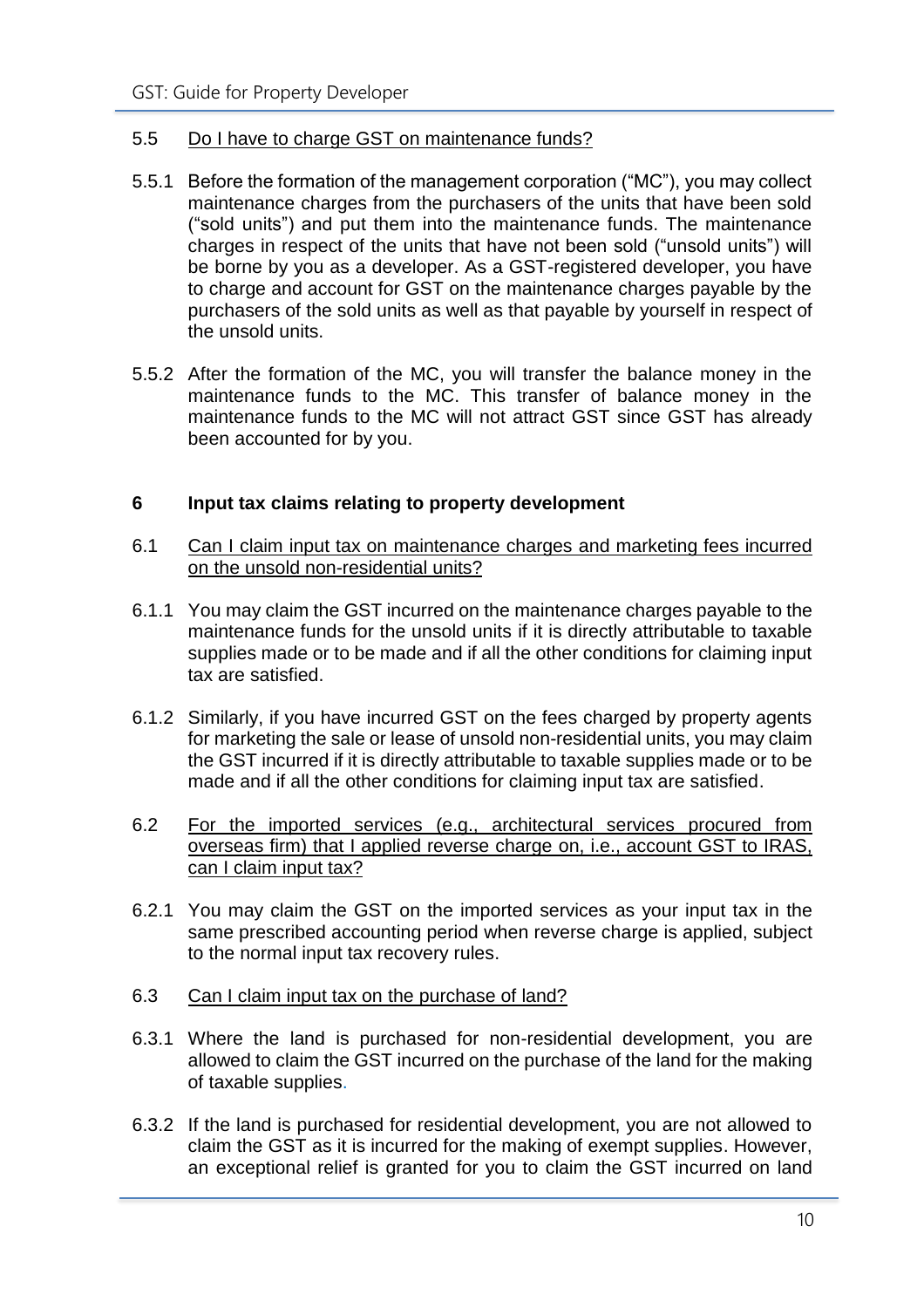### 5.5 Do I have to charge GST on maintenance funds?

5.5.1 Before the formation of the management corporation ("MC"), you may collect maintenance charges from the purchasers of the units that have been sold ("sold units") and put them into the maintenance funds. The maintenance charges in respect of the units that have not been sold ("unsold units") will be borne by you as a developer. As a GST-registered developer, you have to charge and account for GST on the maintenance charges payable by the purchasers of the sold units as well as that payable by yourself in respect of the unsold units.

5.5.2 After the formation of the MC, you will transfer the balance money in the maintenance funds to the MC. This transfer of balance money in the maintenance funds to the MC will not attract GST since GST has already been accounted for by you.

## 6 Input tax claims relating to property development

### 6.1 Can I claim input tax on maintenance charges and marketing fees incurred on the unsold non-residential units?

6.1.1 You may claim the GST incurred on the maintenance charges payable to the maintenance funds for the unsold units if it is directly attributable to taxable supplies made or to be made and if all the other conditions for claiming input tax are satisfied.

6.1.2 Similarly, if you have incurred GST on the fees charged by property agents for marketing the sale or lease of unsold non-residential units, you may claim the GST incurred if it is directly attributable to taxable supplies made or to be made and if all the other conditions for claiming input tax are satisfied.

### 6.2 For the imported services (e.g., architectural services procured from overseas firm) that I applied reverse charge on, i.e., account GST to IRAS, can I claim input tax?

6.2.1 You may claim the GST on the imported services as your input tax in the same prescribed accounting period when reverse charge is applied, subject to the normal input tax recovery rules.

### 6.3 Can I claim input tax on the purchase of land?

6.3.1 Where the land is purchased for non-residential development, you are allowed to claim the GST incurred on the purchase of the land for the making of taxable supplies.

6.3.2 If the land is purchased for residential development, you are not allowed to claim the GST as it is incurred for the making of exempt supplies. However, an exceptional relief is granted for you to claim the GST incurred on land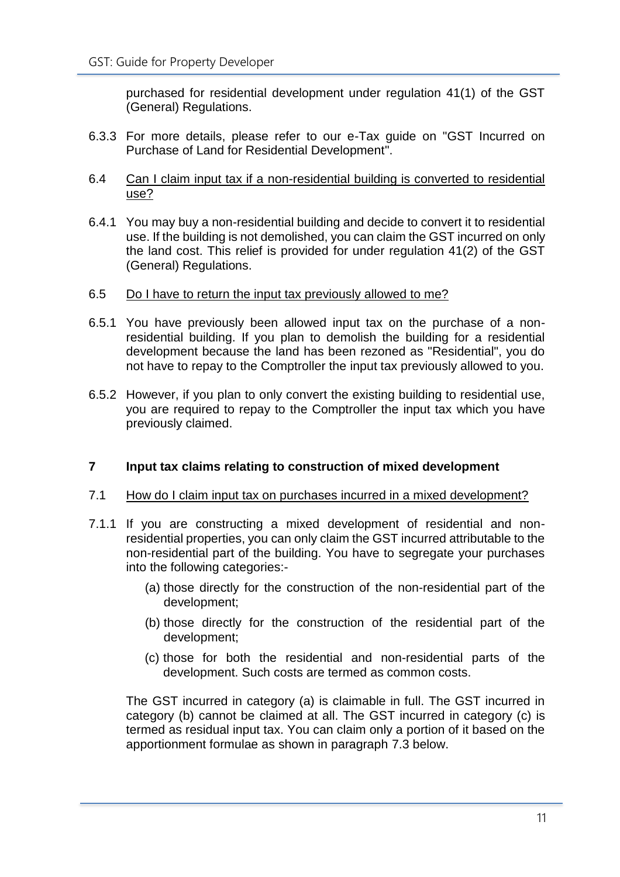purchased for residential development under regulation 41(1) of the GST (General) Regulations.

6.3.3 For more details, please refer to our e-Tax guide on "GST Incurred on Purchase of Land for Residential Development".

6.4 Can I claim input tax if a non-residential building is converted to residential use?

6.4.1 You may buy a non-residential building and decide to convert it to residential use. If the building is not demolished, you can claim the GST incurred on only the land cost. This relief is provided for under regulation 41(2) of the GST (General) Regulations.

6.5 Do I have to return the input tax previously allowed to me?

6.5.1 You have previously been allowed input tax on the purchase of a non-residential building. If you plan to demolish the building for a residential development because the land has been rezoned as "Residential", you do not have to repay to the Comptroller the input tax previously allowed to you.

6.5.2 However, if you plan to only convert the existing building to residential use, you are required to repay to the Comptroller the input tax which you have previously claimed.

## 7 Input tax claims relating to construction of mixed development

7.1 How do I claim input tax on purchases incurred in a mixed development?

7.1.1 If you are constructing a mixed development of residential and non-residential properties, you can only claim the GST incurred attributable to the non-residential part of the building. You have to segregate your purchases into the following categories:-

(a) those directly for the construction of the non-residential part of the development;

(b) those directly for the construction of the residential part of the development;

(c) those for both the residential and non-residential parts of the development. Such costs are termed as common costs.

The GST incurred in category (a) is claimable in full. The GST incurred in category (b) cannot be claimed at all. The GST incurred in category (c) is termed as residual input tax. You can claim only a portion of it based on the apportionment formulae as shown in paragraph 7.3 below.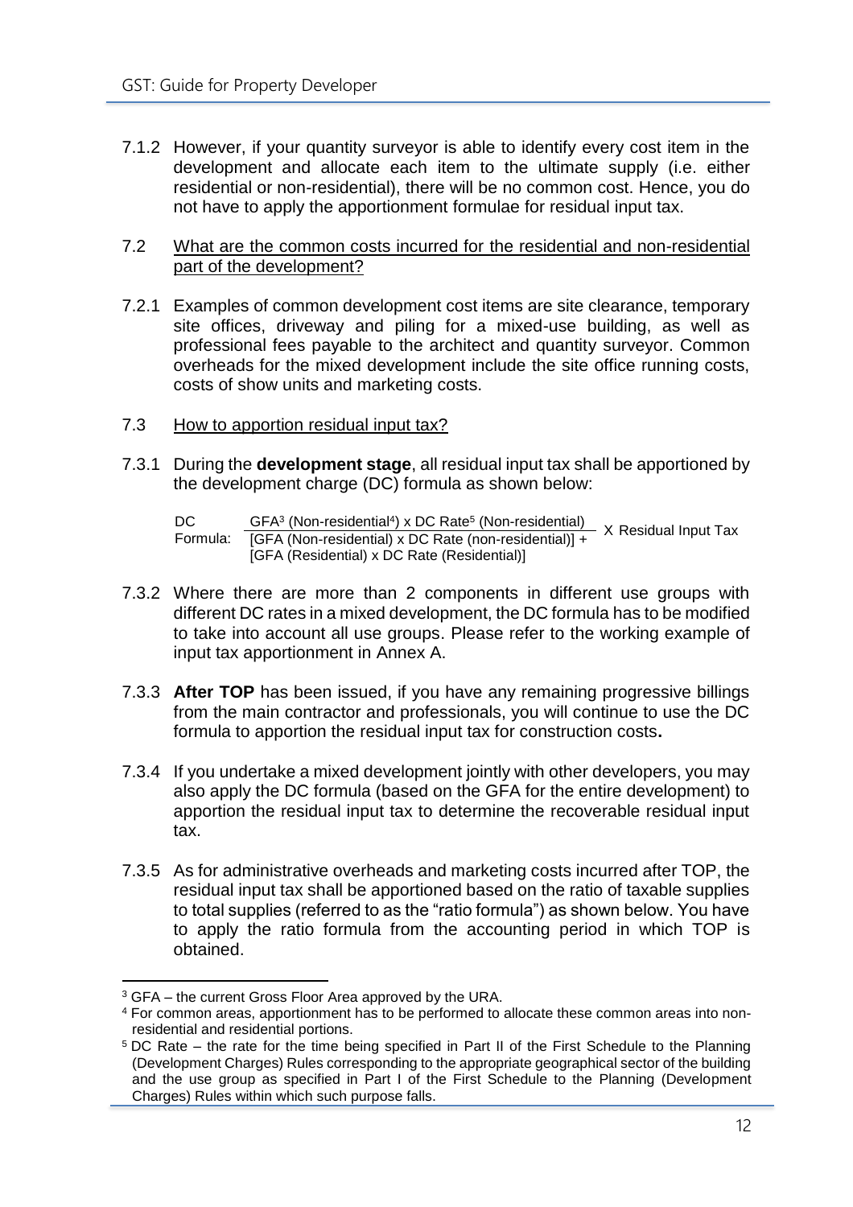7.1.2 However, if your quantity surveyor is able to identify every cost item in the development and allocate each item to the ultimate supply (i.e. either residential or non-residential), there will be no common cost. Hence, you do not have to apply the apportionment formulae for residual input tax.

7.2 <u>What are the common costs incurred for the residential and non-residential part of the development?</u>

7.2.1 Examples of common development cost items are site clearance, temporary site offices, driveway and piling for a mixed-use building, as well as professional fees payable to the architect and quantity surveyor. Common overheads for the mixed development include the site office running costs, costs of show units and marketing costs.

7.3 <u>How to apportion residual input tax?</u>

7.3.1 During the **development stage**, all residual input tax shall be apportioned by the development charge (DC) formula as shown below:

DC Formula:

$$\frac{\text{GFA}^{3}\text{ (Non-residential}^{4}\text{) x DC Rate}^{5}\text{ (Non-residential)}}{\text{[GFA (Non-residential) x DC Rate (non-residential)] + [GFA (Residential) x DC Rate (Residential)]}} \text{ X Residual Input Tax}$$

7.3.2 Where there are more than 2 components in different use groups with different DC rates in a mixed development, the DC formula has to be modified to take into account all use groups. Please refer to the working example of input tax apportionment in Annex A.

7.3.3 **After TOP** has been issued, if you have any remaining progressive billings from the main contractor and professionals, you will continue to use the DC formula to apportion the residual input tax for construction costs**.**

7.3.4 If you undertake a mixed development jointly with other developers, you may also apply the DC formula (based on the GFA for the entire development) to apportion the residual input tax to determine the recoverable residual input tax.

7.3.5 As for administrative overheads and marketing costs incurred after TOP, the residual input tax shall be apportioned based on the ratio of taxable supplies to total supplies (referred to as the "ratio formula") as shown below. You have to apply the ratio formula from the accounting period in which TOP is obtained.

---

[3] GFA – the current Gross Floor Area approved by the URA.

[4] For common areas, apportionment has to be performed to allocate these common areas into non-residential and residential portions.

[5] DC Rate – the rate for the time being specified in Part II of the First Schedule to the Planning (Development Charges) Rules corresponding to the appropriate geographical sector of the building and the use group as specified in Part I of the First Schedule to the Planning (Development Charges) Rules within which such purpose falls.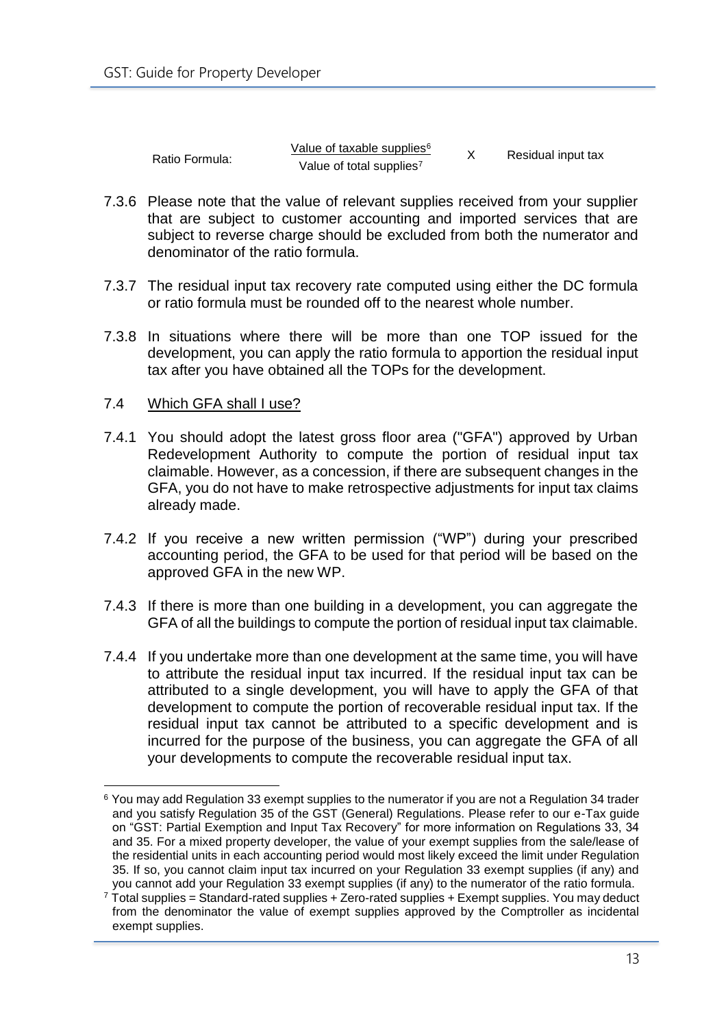Ratio Formula: $\frac{\text{Value of taxable supplies}^{6}}{\text{Value of total supplies}^{7}} \times \text{Residual input tax}$

7.3.6 Please note that the value of relevant supplies received from your supplier that are subject to customer accounting and imported services that are subject to reverse charge should be excluded from both the numerator and denominator of the ratio formula.

7.3.7 The residual input tax recovery rate computed using either the DC formula or ratio formula must be rounded off to the nearest whole number.

7.3.8 In situations where there will be more than one TOP issued for the development, you can apply the ratio formula to apportion the residual input tax after you have obtained all the TOPs for the development.

7.4 Which GFA shall I use?

7.4.1 You should adopt the latest gross floor area ("GFA") approved by Urban Redevelopment Authority to compute the portion of residual input tax claimable. However, as a concession, if there are subsequent changes in the GFA, you do not have to make retrospective adjustments for input tax claims already made.

7.4.2 If you receive a new written permission ("WP") during your prescribed accounting period, the GFA to be used for that period will be based on the approved GFA in the new WP.

7.4.3 If there is more than one building in a development, you can aggregate the GFA of all the buildings to compute the portion of residual input tax claimable.

7.4.4 If you undertake more than one development at the same time, you will have to attribute the residual input tax incurred. If the residual input tax can be attributed to a single development, you will have to apply the GFA of that development to compute the portion of recoverable residual input tax. If the residual input tax cannot be attributed to a specific development and is incurred for the purpose of the business, you can aggregate the GFA of all your developments to compute the recoverable residual input tax.

---

[6] You may add Regulation 33 exempt supplies to the numerator if you are not a Regulation 34 trader and you satisfy Regulation 35 of the GST (General) Regulations. Please refer to our e-Tax guide on "GST: Partial Exemption and Input Tax Recovery" for more information on Regulations 33, 34 and 35. For a mixed property developer, the value of your exempt supplies from the sale/lease of the residential units in each accounting period would most likely exceed the limit under Regulation 35. If so, you cannot claim input tax incurred on your Regulation 33 exempt supplies (if any) and you cannot add your Regulation 33 exempt supplies (if any) to the numerator of the ratio formula.

[7] Total supplies = Standard-rated supplies + Zero-rated supplies + Exempt supplies. You may deduct from the denominator the value of exempt supplies approved by the Comptroller as incidental exempt supplies.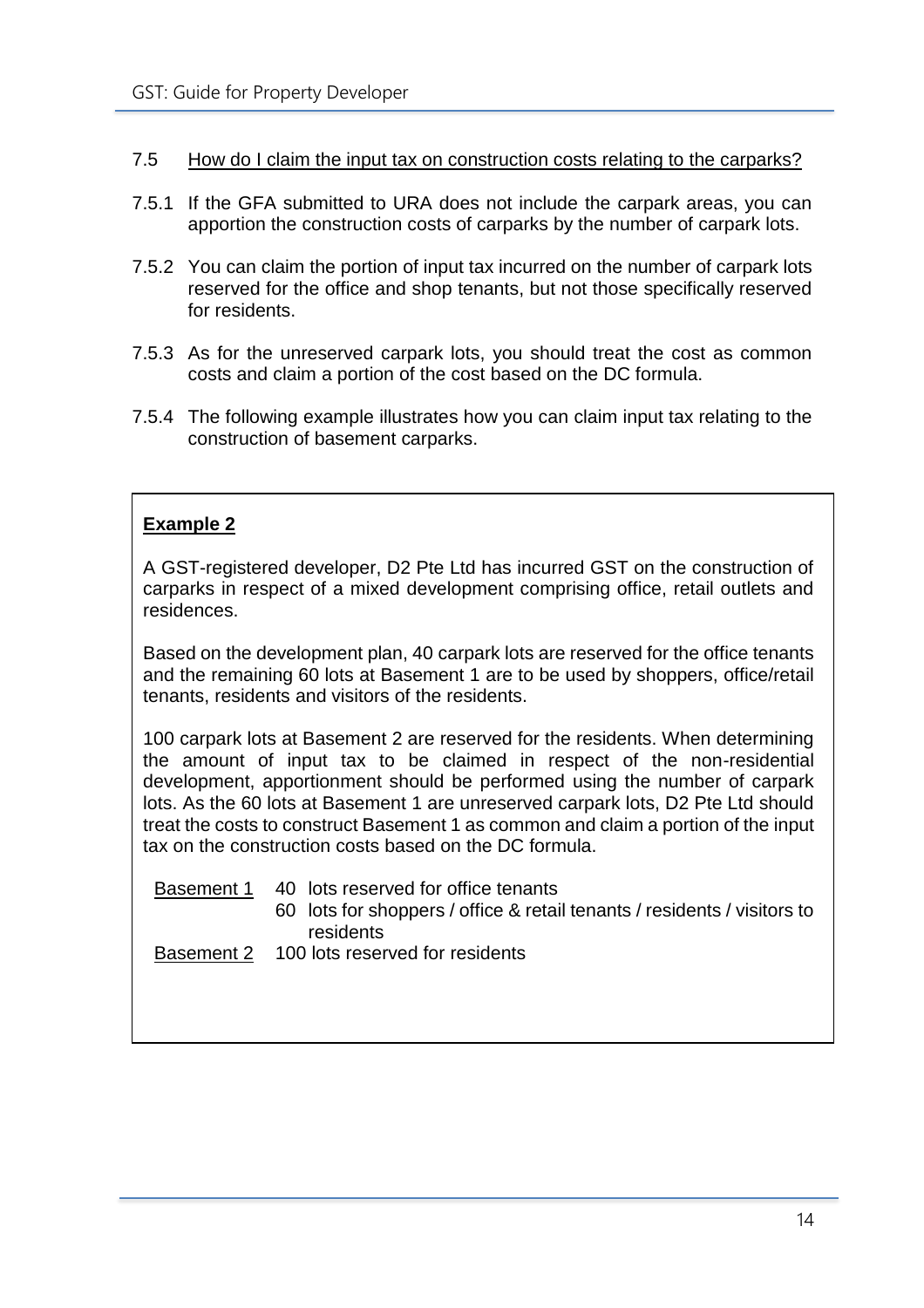### 7.5 How do I claim the input tax on construction costs relating to the carparks?

7.5.1 If the GFA submitted to URA does not include the carpark areas, you can apportion the construction costs of carparks by the number of carpark lots.

7.5.2 You can claim the portion of input tax incurred on the number of carpark lots reserved for the office and shop tenants, but not those specifically reserved for residents.

7.5.3 As for the unreserved carpark lots, you should treat the cost as common costs and claim a portion of the cost based on the DC formula.

7.5.4 The following example illustrates how you can claim input tax relating to the construction of basement carparks.

**Example 2**

A GST-registered developer, D2 Pte Ltd has incurred GST on the construction of carparks in respect of a mixed development comprising office, retail outlets and residences.

Based on the development plan, 40 carpark lots are reserved for the office tenants and the remaining 60 lots at Basement 1 are to be used by shoppers, office/retail tenants, residents and visitors of the residents.

100 carpark lots at Basement 2 are reserved for the residents. When determining the amount of input tax to be claimed in respect of the non-residential development, apportionment should be performed using the number of carpark lots. As the 60 lots at Basement 1 are unreserved carpark lots, D2 Pte Ltd should treat the costs to construct Basement 1 as common and claim a portion of the input tax on the construction costs based on the DC formula.

| | |
|---|---|
| Basement 1 | 40 lots reserved for office tenants |
| | 60 lots for shoppers / office & retail tenants / residents / visitors to residents |
| Basement 2 | 100 lots reserved for residents |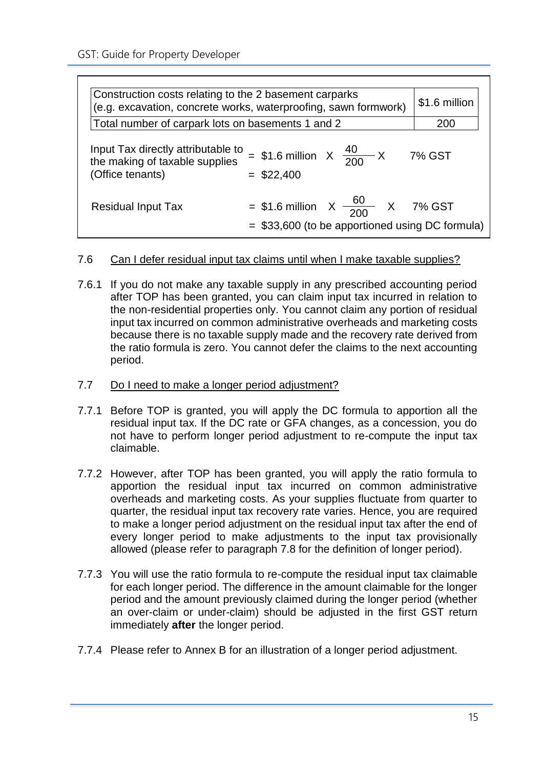| Construction costs relating to the 2 basement carparks (e.g. excavation, concrete works, waterproofing, sawn formwork) | $1.6 million |
| --- | --- |
| Total number of carpark lots on basements 1 and 2 | 200 |

Input Tax directly attributable to the making of taxable supplies (Office tenants) $= \$1.6 \text{ million} \times \frac{40}{200} \times 7\% \text{ GST}$
$= \$22,400$

Residual Input Tax $= \$1.6 \text{ million} \times \frac{60}{200} \times 7\% \text{ GST}$
$= \$33,600$ (to be apportioned using DC formula)

### 7.6 Can I defer residual input tax claims until when I make taxable supplies?

7.6.1 If you do not make any taxable supply in any prescribed accounting period after TOP has been granted, you can claim input tax incurred in relation to the non-residential properties only. You cannot claim any portion of residual input tax incurred on common administrative overheads and marketing costs because there is no taxable supply made and the recovery rate derived from the ratio formula is zero. You cannot defer the claims to the next accounting period.

### 7.7 Do I need to make a longer period adjustment?

7.7.1 Before TOP is granted, you will apply the DC formula to apportion all the residual input tax. If the DC rate or GFA changes, as a concession, you do not have to perform longer period adjustment to re-compute the input tax claimable.

7.7.2 However, after TOP has been granted, you will apply the ratio formula to apportion the residual input tax incurred on common administrative overheads and marketing costs. As your supplies fluctuate from quarter to quarter, the residual input tax recovery rate varies. Hence, you are required to make a longer period adjustment on the residual input tax after the end of every longer period to make adjustments to the input tax provisionally allowed (please refer to paragraph 7.8 for the definition of longer period).

7.7.3 You will use the ratio formula to re-compute the residual input tax claimable for each longer period. The difference in the amount claimable for the longer period and the amount previously claimed during the longer period (whether an over-claim or under-claim) should be adjusted in the first GST return immediately **after** the longer period.

7.7.4 Please refer to Annex B for an illustration of a longer period adjustment.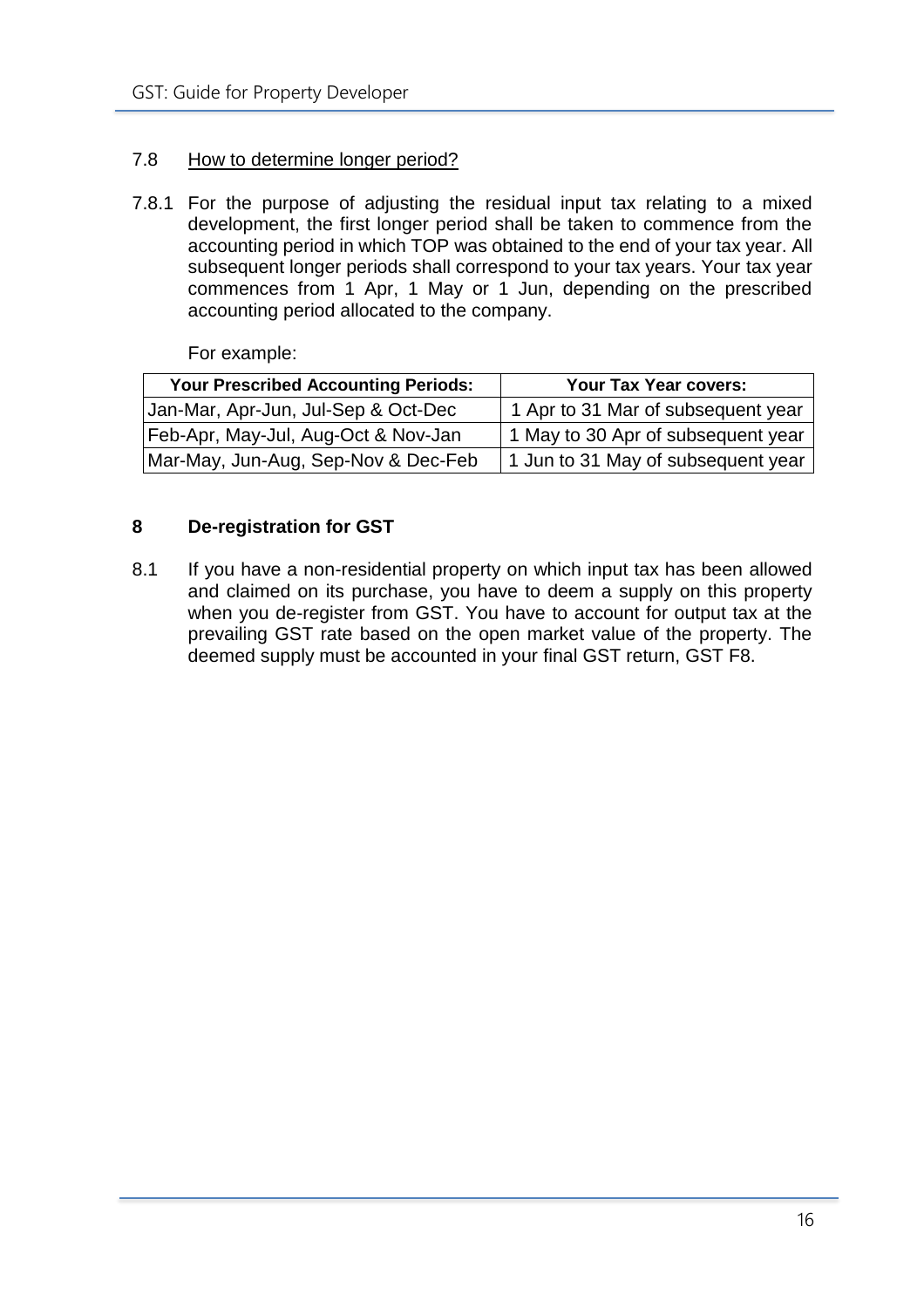### 7.8 How to determine longer period?

7.8.1 For the purpose of adjusting the residual input tax relating to a mixed development, the first longer period shall be taken to commence from the accounting period in which TOP was obtained to the end of your tax year. All subsequent longer periods shall correspond to your tax years. Your tax year commences from 1 Apr, 1 May or 1 Jun, depending on the prescribed accounting period allocated to the company.

For example:

| Your Prescribed Accounting Periods: | Your Tax Year covers: |
| --- | --- |
| Jan-Mar, Apr-Jun, Jul-Sep & Oct-Dec | 1 Apr to 31 Mar of subsequent year |
| Feb-Apr, May-Jul, Aug-Oct & Nov-Jan | 1 May to 30 Apr of subsequent year |
| Mar-May, Jun-Aug, Sep-Nov & Dec-Feb | 1 Jun to 31 May of subsequent year |

## 8 De-registration for GST

8.1 If you have a non-residential property on which input tax has been allowed and claimed on its purchase, you have to deem a supply on this property when you de-register from GST. You have to account for output tax at the prevailing GST rate based on the open market value of the property. The deemed supply must be accounted in your final GST return, GST F8.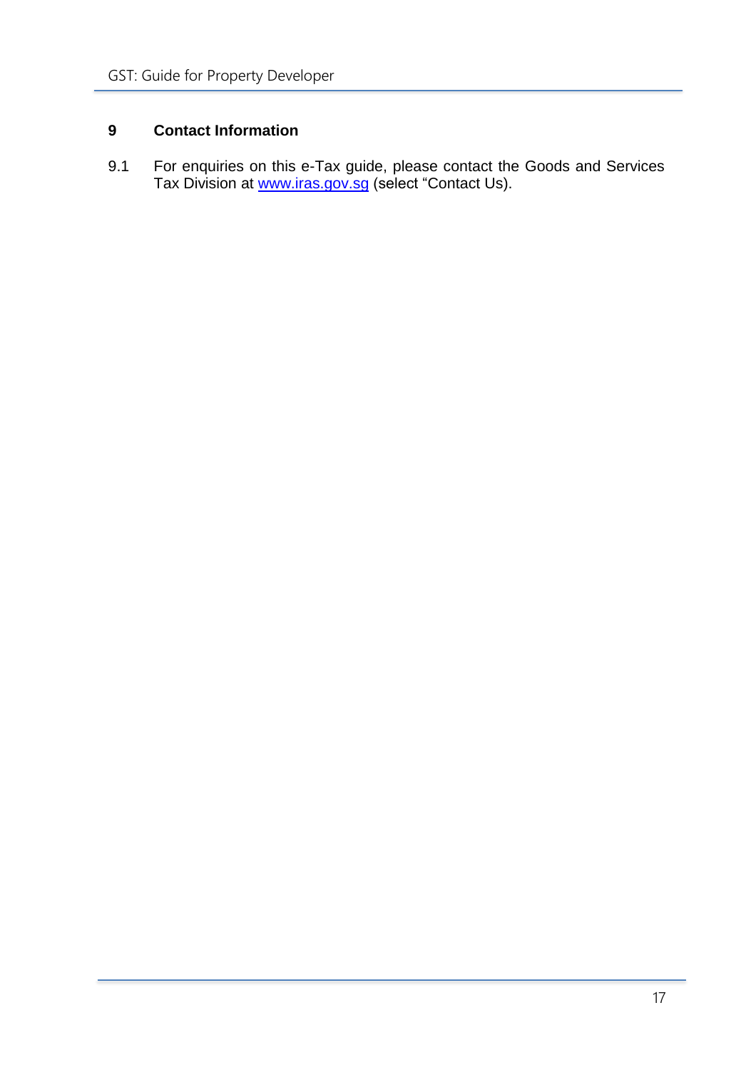## 9 Contact Information

9.1 For enquiries on this e-Tax guide, please contact the Goods and Services Tax Division at www.iras.gov.sg (select “Contact Us).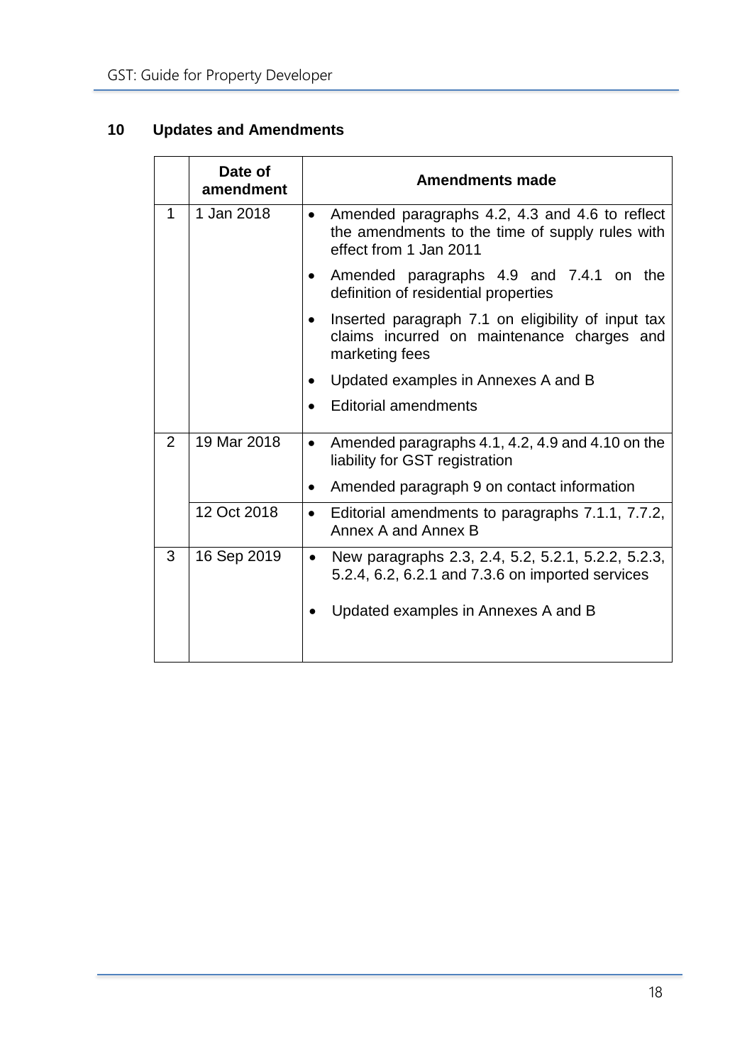## 10 Updates and Amendments

| | Date of amendment | Amendments made |
|---|---|---|
| 1 | 1 Jan 2018 | • Amended paragraphs 4.2, 4.3 and 4.6 to reflect the amendments to the time of supply rules with effect from 1 Jan 2011<br>• Amended paragraphs 4.9 and 7.4.1 on the definition of residential properties<br>• Inserted paragraph 7.1 on eligibility of input tax claims incurred on maintenance charges and marketing fees<br>• Updated examples in Annexes A and B<br>• Editorial amendments |
| 2 | 19 Mar 2018 | • Amended paragraphs 4.1, 4.2, 4.9 and 4.10 on the liability for GST registration<br>• Amended paragraph 9 on contact information |
| | 12 Oct 2018 | • Editorial amendments to paragraphs 7.1.1, 7.7.2, Annex A and Annex B |
| 3 | 16 Sep 2019 | • New paragraphs 2.3, 2.4, 5.2, 5.2.1, 5.2.2, 5.2.3, 5.2.4, 6.2, 6.2.1 and 7.3.6 on imported services<br>• Updated examples in Annexes A and B |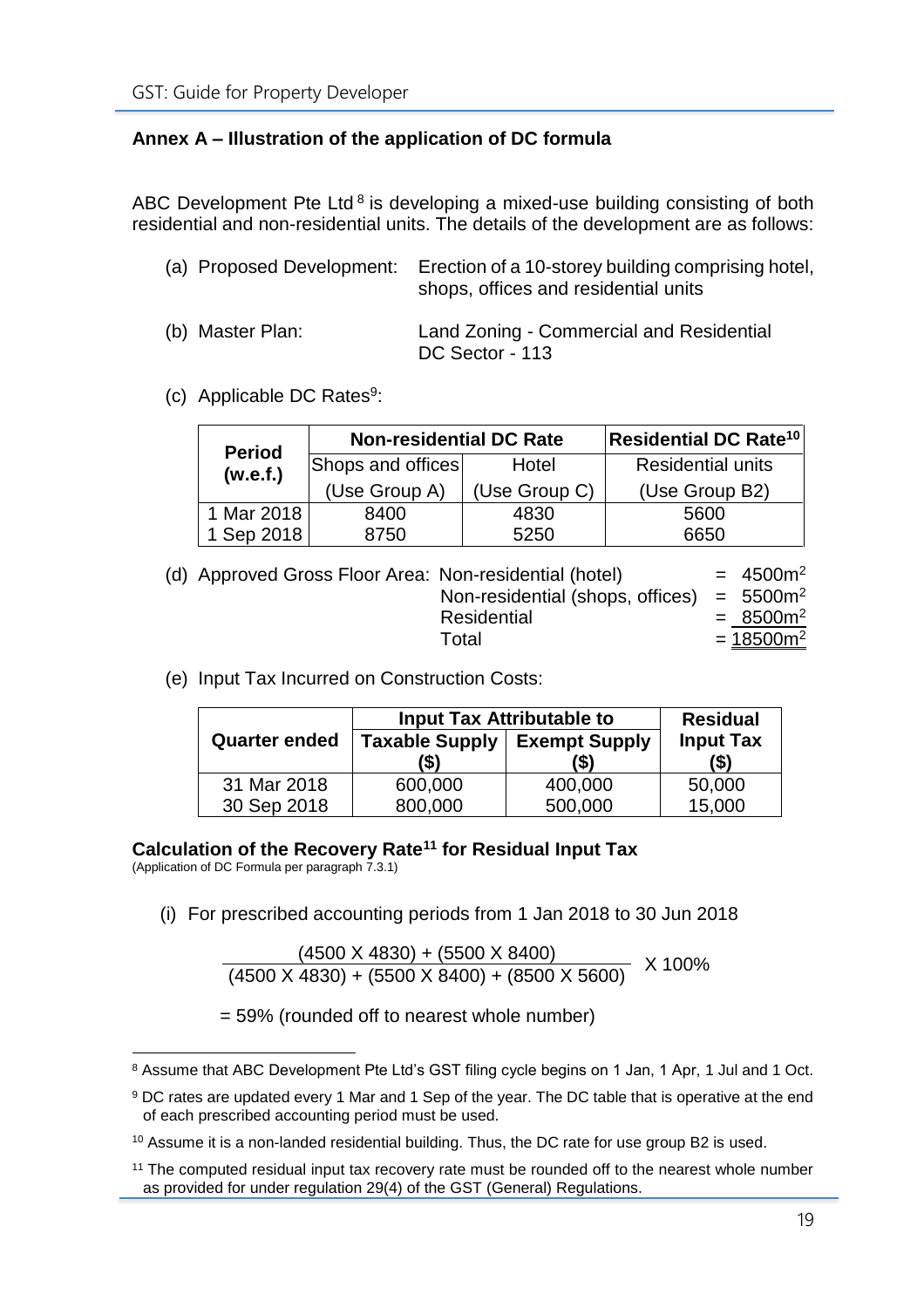## Annex A – Illustration of the application of DC formula

ABC Development Pte Ltd [8] is developing a mixed-use building consisting of both residential and non-residential units. The details of the development are as follows:

(a) Proposed Development: Erection of a 10-storey building comprising hotel, shops, offices and residential units

(b) Master Plan: Land Zoning - Commercial and Residential
DC Sector - 113

(c) Applicable DC Rates[9]:

| Period (w.e.f.) | Non-residential DC Rate | | Residential DC Rate[10] |
|---|---|---|---|
| | Shops and offices | Hotel | Residential units |
| | (Use Group A) | (Use Group C) | (Use Group B2) |
| 1 Mar 2018 | 8400 | 4830 | 5600 |
| 1 Sep 2018 | 8750 | 5250 | 6650 |

(d) Approved Gross Floor Area:

| | | |
|---|---|---|
| Non-residential (hotel) | = | $4500m^2$ |
| Non-residential (shops, offices) | = | $5500m^2$ |
| Residential | = | $8500m^2$ |
| Total | = | $18500m^2$ |

(e) Input Tax Incurred on Construction Costs:

| Quarter ended | Input Tax Attributable to | | Residual Input Tax ($) |
|---|---|---|---|
| | Taxable Supply ($) | Exempt Supply ($) | |
| 31 Mar 2018 | 600,000 | 400,000 | 50,000 |
| 30 Sep 2018 | 800,000 | 500,000 | 15,000 |

**Calculation of the Recovery Rate[11] for Residual Input Tax**
(Application of DC Formula per paragraph 7.3.1)

(i) For prescribed accounting periods from 1 Jan 2018 to 30 Jun 2018

$$\frac{(4500 \times 4830) + (5500 \times 8400)}{(4500 \times 4830) + (5500 \times 8400) + (8500 \times 5600)} \times 100\%$$

= 59% (rounded off to nearest whole number)

---

[8] Assume that ABC Development Pte Ltd's GST filing cycle begins on 1 Jan, 1 Apr, 1 Jul and 1 Oct.

[9] DC rates are updated every 1 Mar and 1 Sep of the year. The DC table that is operative at the end of each prescribed accounting period must be used.

[10] Assume it is a non-landed residential building. Thus, the DC rate for use group B2 is used.

[11] The computed residual input tax recovery rate must be rounded off to the nearest whole number as provided for under regulation 29(4) of the GST (General) Regulations.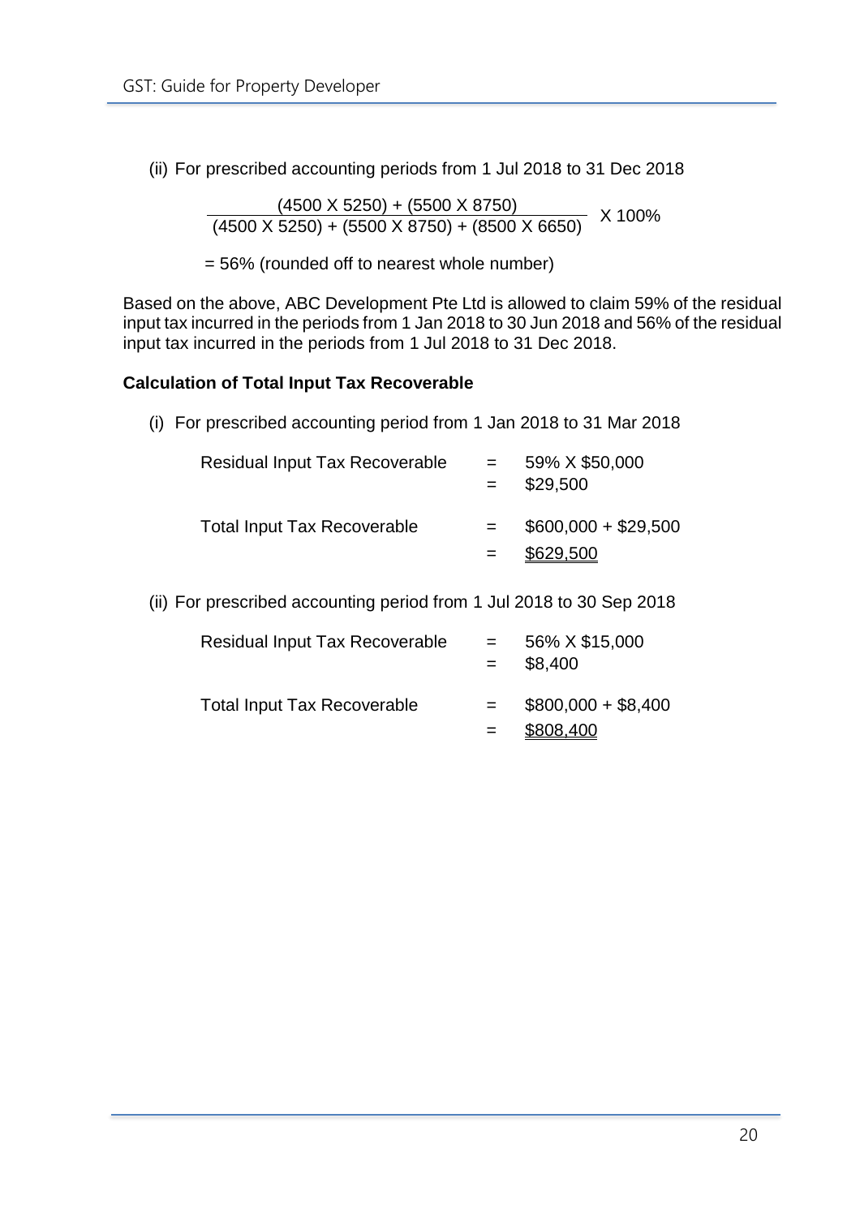(ii) For prescribed accounting periods from 1 Jul 2018 to 31 Dec 2018

$$\frac{(4500 \text{ X } 5250) + (5500 \text{ X } 8750)}{(4500 \text{ X } 5250) + (5500 \text{ X } 8750) + (8500 \text{ X } 6650)} \text{ X } 100\%$$

= 56% (rounded off to nearest whole number)

Based on the above, ABC Development Pte Ltd is allowed to claim 59% of the residual input tax incurred in the periods from 1 Jan 2018 to 30 Jun 2018 and 56% of the residual input tax incurred in the periods from 1 Jul 2018 to 31 Dec 2018.

**Calculation of Total Input Tax Recoverable**

(i) For prescribed accounting period from 1 Jan 2018 to 31 Mar 2018

| | | |
|---|---|---|
| Residual Input Tax Recoverable | = | 59% X $50,000 |
| | = | $29,500 |
| Total Input Tax Recoverable | = | $600,000 + $29,500 |
| | = | $629,500 |

(ii) For prescribed accounting period from 1 Jul 2018 to 30 Sep 2018

| | | |
|---|---|---|
| Residual Input Tax Recoverable | = | 56% X $15,000 |
| | = | $8,400 |
| Total Input Tax Recoverable | = | $800,000 + $8,400 |
| | = | $808,400 |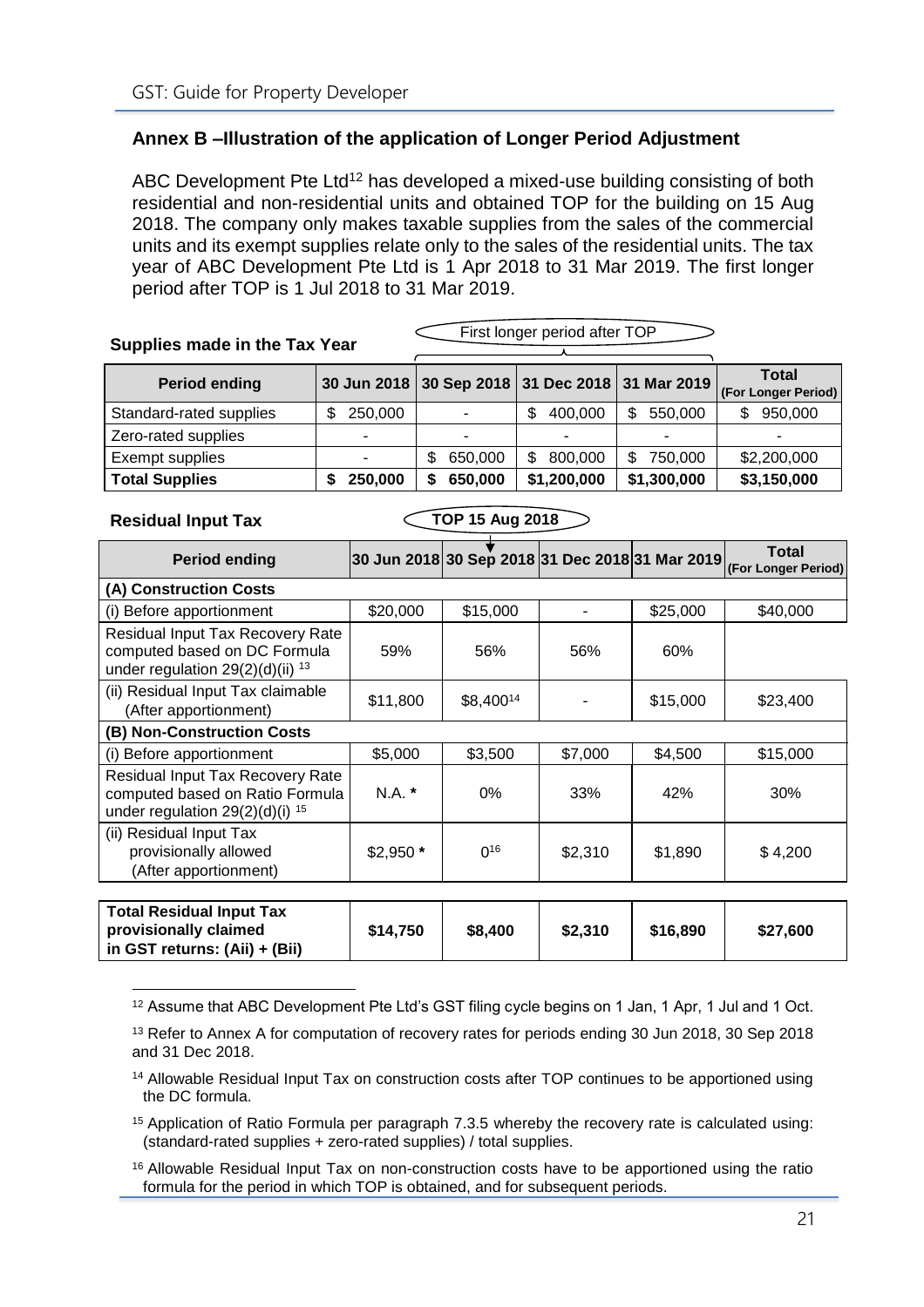## Annex B –Illustration of the application of Longer Period Adjustment

ABC Development Pte Ltd[12] has developed a mixed-use building consisting of both residential and non-residential units and obtained TOP for the building on 15 Aug 2018. The company only makes taxable supplies from the sales of the commercial units and its exempt supplies relate only to the sales of the residential units. The tax year of ABC Development Pte Ltd is 1 Apr 2018 to 31 Mar 2019. The first longer period after TOP is 1 Jul 2018 to 31 Mar 2019.

**Supplies made in the Tax Year**

First longer period after TOP (30 Sep 2018 – 31 Mar 2019)

| Period ending | 30 Jun 2018 | 30 Sep 2018 | 31 Dec 2018 | 31 Mar 2019 | Total (For Longer Period) |
|---|---|---|---|---|---|
| Standard-rated supplies | $ 250,000 | - | $ 400,000 | $ 550,000 | $ 950,000 |
| Zero-rated supplies | - | - | - | - | - |
| Exempt supplies | - | $ 650,000 | $ 800,000 | $ 750,000 | $2,200,000 |
| **Total Supplies** | **$ 250,000** | **$ 650,000** | **$1,200,000** | **$1,300,000** | **$3,150,000** |

**Residual Input Tax**

**TOP 15 Aug 2018**

| Period ending | 30 Jun 2018 | 30 Sep 2018 | 31 Dec 2018 | 31 Mar 2019 | Total (For Longer Period) |
|---|---|---|---|---|---|
| **(A) Construction Costs** | | | | | |
| (i) Before apportionment | $20,000 | $15,000 | - | $25,000 | $40,000 |
| Residual Input Tax Recovery Rate computed based on DC Formula under regulation 29(2)(d)(ii) [13] | 59% | 56% | 56% | 60% | |
| (ii) Residual Input Tax claimable (After apportionment) | $11,800 | $8,400[14] | - | $15,000 | $23,400 |
| **(B) Non-Construction Costs** | | | | | |
| (i) Before apportionment | $5,000 | $3,500 | $7,000 | $4,500 | $15,000 |
| Residual Input Tax Recovery Rate computed based on Ratio Formula under regulation 29(2)(d)(i) [15] | N.A. * | 0% | 33% | 42% | 30% |
| (ii) Residual Input Tax provisionally allowed (After apportionment) | $2,950 * | 0[16] | $2,310 | $1,890 | $ 4,200 |
| **Total Residual Input Tax provisionally claimed in GST returns: (Aii) + (Bii)** | **$14,750** | **$8,400** | **$2,310** | **$16,890** | **$27,600** |

[12] Assume that ABC Development Pte Ltd's GST filing cycle begins on 1 Jan, 1 Apr, 1 Jul and 1 Oct.

[13] Refer to Annex A for computation of recovery rates for periods ending 30 Jun 2018, 30 Sep 2018 and 31 Dec 2018.

[14] Allowable Residual Input Tax on construction costs after TOP continues to be apportioned using the DC formula.

[15] Application of Ratio Formula per paragraph 7.3.5 whereby the recovery rate is calculated using: (standard-rated supplies + zero-rated supplies) / total supplies.

[16] Allowable Residual Input Tax on non-construction costs have to be apportioned using the ratio formula for the period in which TOP is obtained, and for subsequent periods.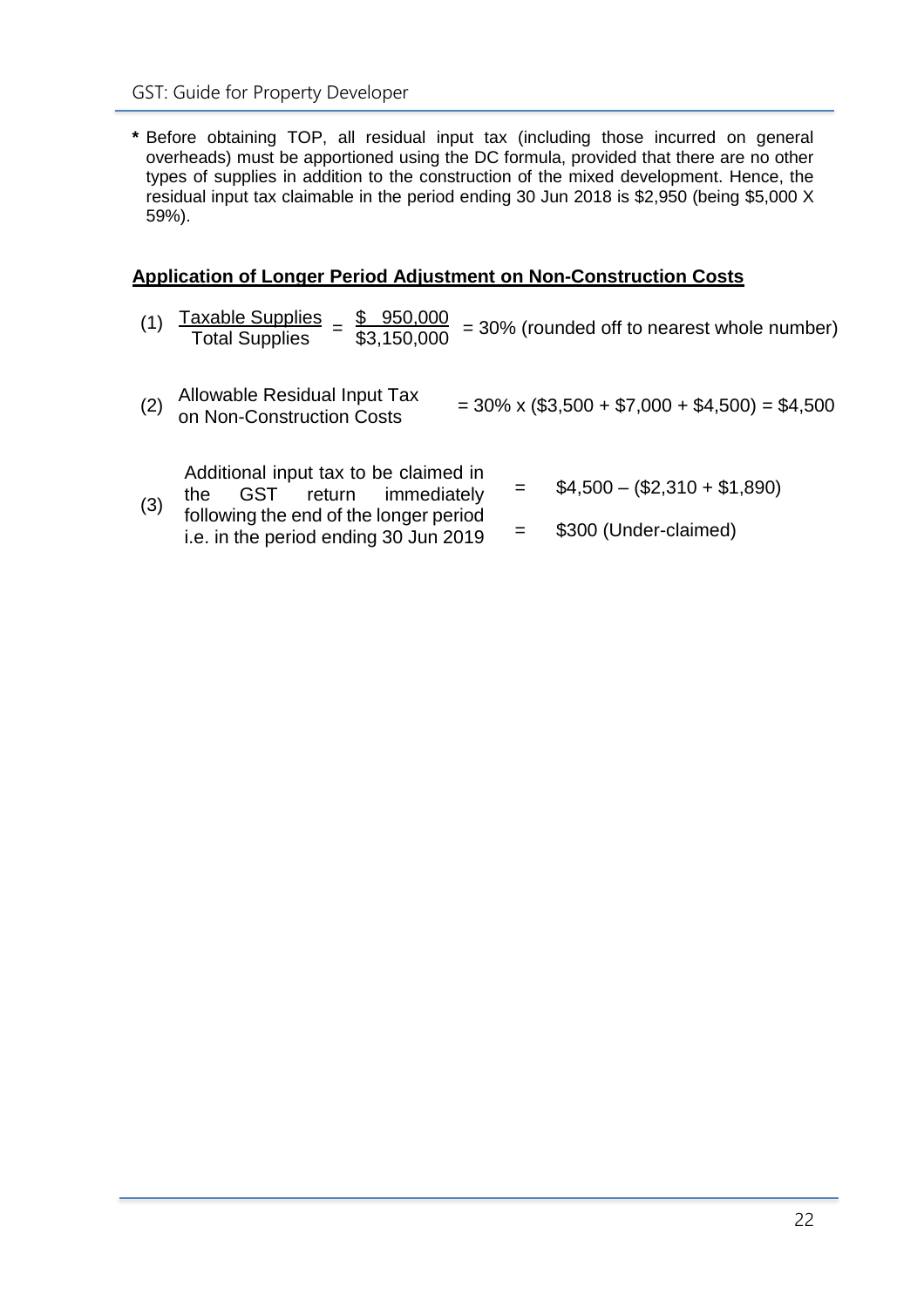* Before obtaining TOP, all residual input tax (including those incurred on general overheads) must be apportioned using the DC formula, provided that there are no other types of supplies in addition to the construction of the mixed development. Hence, the residual input tax claimable in the period ending 30 Jun 2018 is $2,950 (being $5,000 X 59%).

**Application of Longer Period Adjustment on Non-Construction Costs**

(1) $\frac{\text{Taxable Supplies}}{\text{Total Supplies}} = \frac{\$\ 950{,}000}{\$3{,}150{,}000}$ = 30% (rounded off to nearest whole number)

(2) Allowable Residual Input Tax on Non-Construction Costs = 30% x ($3,500 + $7,000 + $4,500) = $4,500

(3) Additional input tax to be claimed in the GST return immediately following the end of the longer period i.e. in the period ending 30 Jun 2019 = $4,500 – ($2,310 + $1,890) = $300 (Under-claimed)